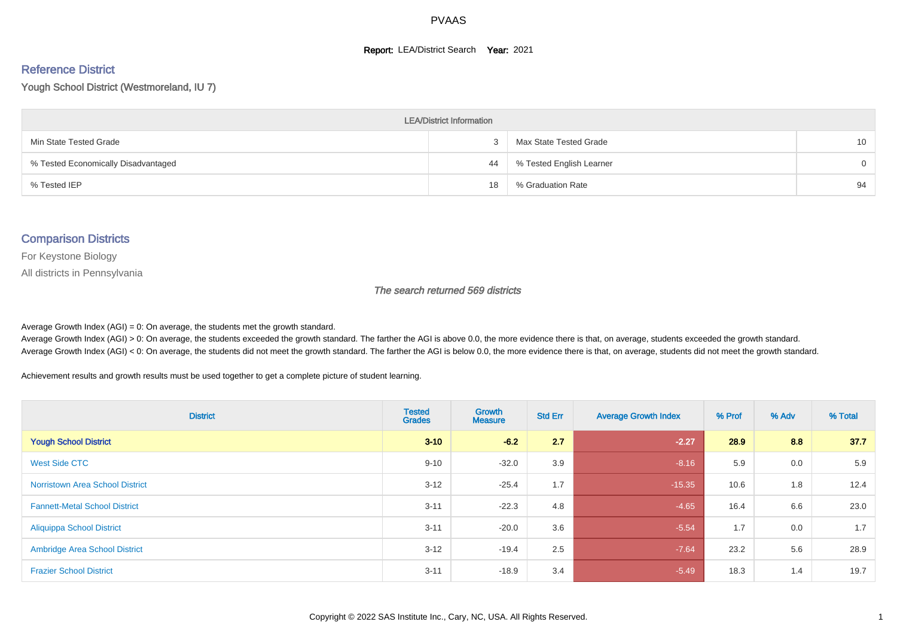# PVAAS

**Report:** LEA/District Search **Year:** 2021

## Reference District

Yough School District (Westmoreland, IU 7)

| LEA/District Information | | | |
|---|---|---|---|
| Min State Tested Grade | 3 | Max State Tested Grade | 10 |
| % Tested Economically Disadvantaged | 44 | % Tested English Learner | 0 |
| % Tested IEP | 18 | % Graduation Rate | 94 |

## Comparison Districts

For Keystone Biology

All districts in Pennsylvania

*The search returned 569 districts*

Average Growth Index (AGI) = 0: On average, the students met the growth standard.
Average Growth Index (AGI) > 0: On average, the students exceeded the growth standard. The farther the AGI is above 0.0, the more evidence there is that, on average, students exceeded the growth standard.
Average Growth Index (AGI) < 0: On average, the students did not meet the growth standard. The farther the AGI is below 0.0, the more evidence there is that, on average, students did not meet the growth standard.

Achievement results and growth results must be used together to get a complete picture of student learning.

| District | Tested Grades | Growth Measure | Std Err | Average Growth Index | % Prof | % Adv | % Total |
|---|---|---|---|---|---|---|---|
| **Yough School District** | **3-10** | **-6.2** | **2.7** | **-2.27** | **28.9** | **8.8** | **37.7** |
| West Side CTC | 9-10 | -32.0 | 3.9 | -8.16 | 5.9 | 0.0 | 5.9 |
| Norristown Area School District | 3-12 | -25.4 | 1.7 | -15.35 | 10.6 | 1.8 | 12.4 |
| Fannett-Metal School District | 3-11 | -22.3 | 4.8 | -4.65 | 16.4 | 6.6 | 23.0 |
| Aliquippa School District | 3-11 | -20.0 | 3.6 | -5.54 | 1.7 | 0.0 | 1.7 |
| Ambridge Area School District | 3-12 | -19.4 | 2.5 | -7.64 | 23.2 | 5.6 | 28.9 |
| Frazier School District | 3-11 | -18.9 | 3.4 | -5.49 | 18.3 | 1.4 | 19.7 |

Copyright © 2022 SAS Institute Inc., Cary, NC, USA. All Rights Reserved.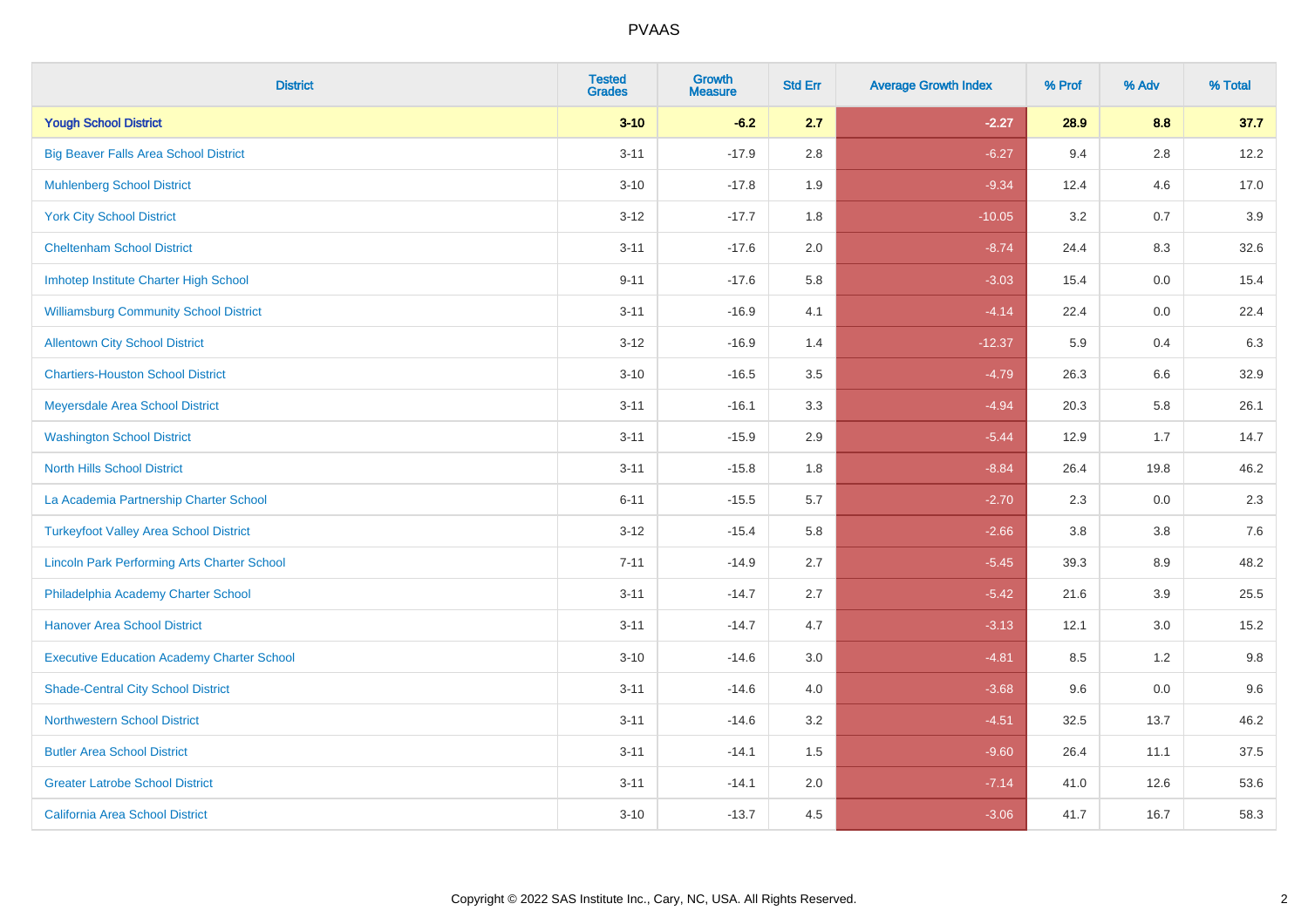# PVAAS

| District | Tested Grades | Growth Measure | Std Err | Average Growth Index | % Prof | % Adv | % Total |
|---|---|---|---|---|---|---|---|
| **Yough School District** | **3-10** | **-6.2** | **2.7** | **-2.27** | **28.9** | **8.8** | **37.7** |
| Big Beaver Falls Area School District | 3-11 | -17.9 | 2.8 | -6.27 | 9.4 | 2.8 | 12.2 |
| Muhlenberg School District | 3-10 | -17.8 | 1.9 | -9.34 | 12.4 | 4.6 | 17.0 |
| York City School District | 3-12 | -17.7 | 1.8 | -10.05 | 3.2 | 0.7 | 3.9 |
| Cheltenham School District | 3-11 | -17.6 | 2.0 | -8.74 | 24.4 | 8.3 | 32.6 |
| Imhotep Institute Charter High School | 9-11 | -17.6 | 5.8 | -3.03 | 15.4 | 0.0 | 15.4 |
| Williamsburg Community School District | 3-11 | -16.9 | 4.1 | -4.14 | 22.4 | 0.0 | 22.4 |
| Allentown City School District | 3-12 | -16.9 | 1.4 | -12.37 | 5.9 | 0.4 | 6.3 |
| Chartiers-Houston School District | 3-10 | -16.5 | 3.5 | -4.79 | 26.3 | 6.6 | 32.9 |
| Meyersdale Area School District | 3-11 | -16.1 | 3.3 | -4.94 | 20.3 | 5.8 | 26.1 |
| Washington School District | 3-11 | -15.9 | 2.9 | -5.44 | 12.9 | 1.7 | 14.7 |
| North Hills School District | 3-11 | -15.8 | 1.8 | -8.84 | 26.4 | 19.8 | 46.2 |
| La Academia Partnership Charter School | 6-11 | -15.5 | 5.7 | -2.70 | 2.3 | 0.0 | 2.3 |
| Turkeyfoot Valley Area School District | 3-12 | -15.4 | 5.8 | -2.66 | 3.8 | 3.8 | 7.6 |
| Lincoln Park Performing Arts Charter School | 7-11 | -14.9 | 2.7 | -5.45 | 39.3 | 8.9 | 48.2 |
| Philadelphia Academy Charter School | 3-11 | -14.7 | 2.7 | -5.42 | 21.6 | 3.9 | 25.5 |
| Hanover Area School District | 3-11 | -14.7 | 4.7 | -3.13 | 12.1 | 3.0 | 15.2 |
| Executive Education Academy Charter School | 3-10 | -14.6 | 3.0 | -4.81 | 8.5 | 1.2 | 9.8 |
| Shade-Central City School District | 3-11 | -14.6 | 4.0 | -3.68 | 9.6 | 0.0 | 9.6 |
| Northwestern School District | 3-11 | -14.6 | 3.2 | -4.51 | 32.5 | 13.7 | 46.2 |
| Butler Area School District | 3-11 | -14.1 | 1.5 | -9.60 | 26.4 | 11.1 | 37.5 |
| Greater Latrobe School District | 3-11 | -14.1 | 2.0 | -7.14 | 41.0 | 12.6 | 53.6 |
| California Area School District | 3-10 | -13.7 | 4.5 | -3.06 | 41.7 | 16.7 | 58.3 |

Copyright © 2022 SAS Institute Inc., Cary, NC, USA. All Rights Reserved.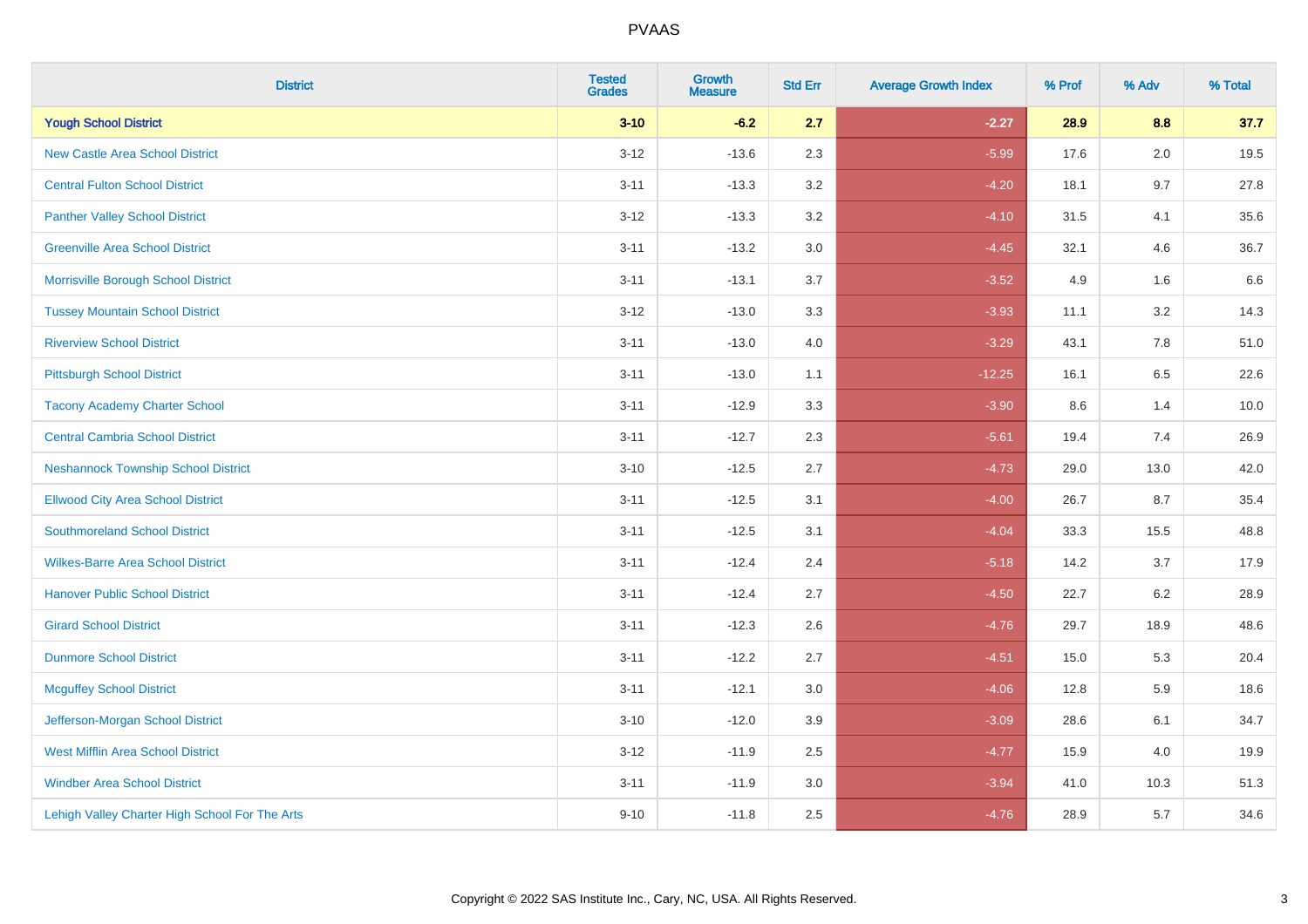| District | Tested Grades | Growth Measure | Std Err | Average Growth Index | % Prof | % Adv | % Total |
|---|---|---|---|---|---|---|---|
| **Yough School District** | **3-10** | **-6.2** | **2.7** | **-2.27** | **28.9** | **8.8** | **37.7** |
| New Castle Area School District | 3-12 | -13.6 | 2.3 | -5.99 | 17.6 | 2.0 | 19.5 |
| Central Fulton School District | 3-11 | -13.3 | 3.2 | -4.20 | 18.1 | 9.7 | 27.8 |
| Panther Valley School District | 3-12 | -13.3 | 3.2 | -4.10 | 31.5 | 4.1 | 35.6 |
| Greenville Area School District | 3-11 | -13.2 | 3.0 | -4.45 | 32.1 | 4.6 | 36.7 |
| Morrisville Borough School District | 3-11 | -13.1 | 3.7 | -3.52 | 4.9 | 1.6 | 6.6 |
| Tussey Mountain School District | 3-12 | -13.0 | 3.3 | -3.93 | 11.1 | 3.2 | 14.3 |
| Riverview School District | 3-11 | -13.0 | 4.0 | -3.29 | 43.1 | 7.8 | 51.0 |
| Pittsburgh School District | 3-11 | -13.0 | 1.1 | -12.25 | 16.1 | 6.5 | 22.6 |
| Tacony Academy Charter School | 3-11 | -12.9 | 3.3 | -3.90 | 8.6 | 1.4 | 10.0 |
| Central Cambria School District | 3-11 | -12.7 | 2.3 | -5.61 | 19.4 | 7.4 | 26.9 |
| Neshannock Township School District | 3-10 | -12.5 | 2.7 | -4.73 | 29.0 | 13.0 | 42.0 |
| Ellwood City Area School District | 3-11 | -12.5 | 3.1 | -4.00 | 26.7 | 8.7 | 35.4 |
| Southmoreland School District | 3-11 | -12.5 | 3.1 | -4.04 | 33.3 | 15.5 | 48.8 |
| Wilkes-Barre Area School District | 3-11 | -12.4 | 2.4 | -5.18 | 14.2 | 3.7 | 17.9 |
| Hanover Public School District | 3-11 | -12.4 | 2.7 | -4.50 | 22.7 | 6.2 | 28.9 |
| Girard School District | 3-11 | -12.3 | 2.6 | -4.76 | 29.7 | 18.9 | 48.6 |
| Dunmore School District | 3-11 | -12.2 | 2.7 | -4.51 | 15.0 | 5.3 | 20.4 |
| Mcguffey School District | 3-11 | -12.1 | 3.0 | -4.06 | 12.8 | 5.9 | 18.6 |
| Jefferson-Morgan School District | 3-10 | -12.0 | 3.9 | -3.09 | 28.6 | 6.1 | 34.7 |
| West Mifflin Area School District | 3-12 | -11.9 | 2.5 | -4.77 | 15.9 | 4.0 | 19.9 |
| Windber Area School District | 3-11 | -11.9 | 3.0 | -3.94 | 41.0 | 10.3 | 51.3 |
| Lehigh Valley Charter High School For The Arts | 9-10 | -11.8 | 2.5 | -4.76 | 28.9 | 5.7 | 34.6 |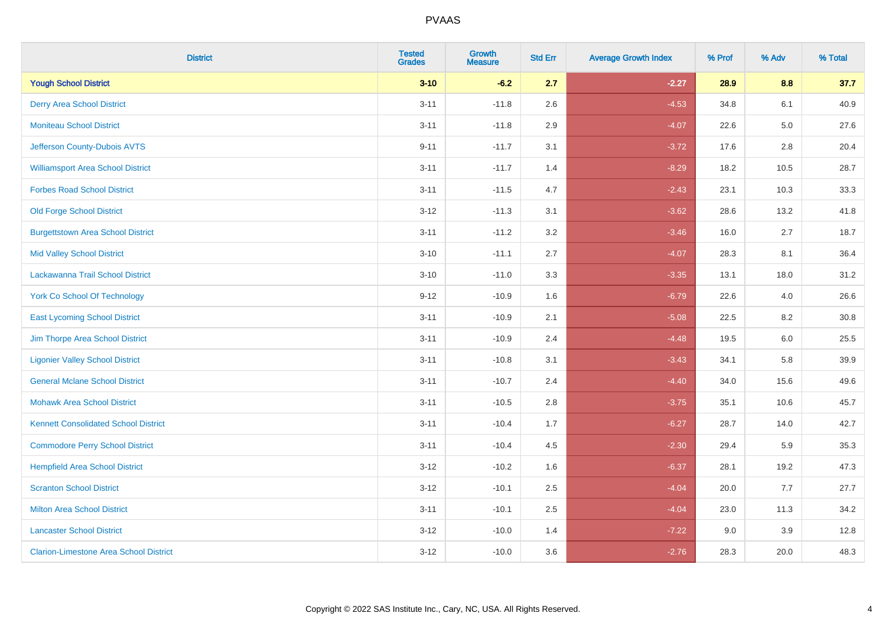PVAAS

| District | Tested Grades | Growth Measure | Std Err | Average Growth Index | % Prof | % Adv | % Total |
|---|---|---|---|---|---|---|---|
| **Yough School District** | **3-10** | **-6.2** | **2.7** | **-2.27** | **28.9** | **8.8** | **37.7** |
| Derry Area School District | 3-11 | -11.8 | 2.6 | -4.53 | 34.8 | 6.1 | 40.9 |
| Moniteau School District | 3-11 | -11.8 | 2.9 | -4.07 | 22.6 | 5.0 | 27.6 |
| Jefferson County-Dubois AVTS | 9-11 | -11.7 | 3.1 | -3.72 | 17.6 | 2.8 | 20.4 |
| Williamsport Area School District | 3-11 | -11.7 | 1.4 | -8.29 | 18.2 | 10.5 | 28.7 |
| Forbes Road School District | 3-11 | -11.5 | 4.7 | -2.43 | 23.1 | 10.3 | 33.3 |
| Old Forge School District | 3-12 | -11.3 | 3.1 | -3.62 | 28.6 | 13.2 | 41.8 |
| Burgettstown Area School District | 3-11 | -11.2 | 3.2 | -3.46 | 16.0 | 2.7 | 18.7 |
| Mid Valley School District | 3-10 | -11.1 | 2.7 | -4.07 | 28.3 | 8.1 | 36.4 |
| Lackawanna Trail School District | 3-10 | -11.0 | 3.3 | -3.35 | 13.1 | 18.0 | 31.2 |
| York Co School Of Technology | 9-12 | -10.9 | 1.6 | -6.79 | 22.6 | 4.0 | 26.6 |
| East Lycoming School District | 3-11 | -10.9 | 2.1 | -5.08 | 22.5 | 8.2 | 30.8 |
| Jim Thorpe Area School District | 3-11 | -10.9 | 2.4 | -4.48 | 19.5 | 6.0 | 25.5 |
| Ligonier Valley School District | 3-11 | -10.8 | 3.1 | -3.43 | 34.1 | 5.8 | 39.9 |
| General Mclane School District | 3-11 | -10.7 | 2.4 | -4.40 | 34.0 | 15.6 | 49.6 |
| Mohawk Area School District | 3-11 | -10.5 | 2.8 | -3.75 | 35.1 | 10.6 | 45.7 |
| Kennett Consolidated School District | 3-11 | -10.4 | 1.7 | -6.27 | 28.7 | 14.0 | 42.7 |
| Commodore Perry School District | 3-11 | -10.4 | 4.5 | -2.30 | 29.4 | 5.9 | 35.3 |
| Hempfield Area School District | 3-12 | -10.2 | 1.6 | -6.37 | 28.1 | 19.2 | 47.3 |
| Scranton School District | 3-12 | -10.1 | 2.5 | -4.04 | 20.0 | 7.7 | 27.7 |
| Milton Area School District | 3-11 | -10.1 | 2.5 | -4.04 | 23.0 | 11.3 | 34.2 |
| Lancaster School District | 3-12 | -10.0 | 1.4 | -7.22 | 9.0 | 3.9 | 12.8 |
| Clarion-Limestone Area School District | 3-12 | -10.0 | 3.6 | -2.76 | 28.3 | 20.0 | 48.3 |

Copyright © 2022 SAS Institute Inc., Cary, NC, USA. All Rights Reserved.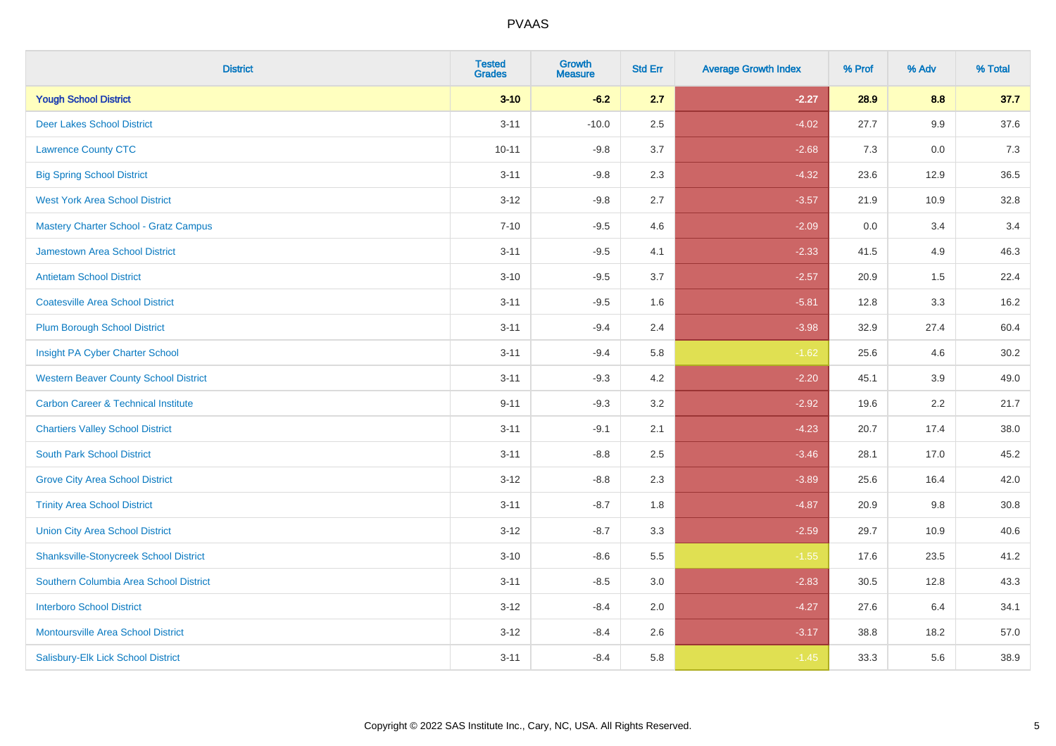| District | Tested Grades | Growth Measure | Std Err | Average Growth Index | % Prof | % Adv | % Total |
|---|---|---|---|---|---|---|---|
| **Yough School District** | **3-10** | **-6.2** | **2.7** | **-2.27** | **28.9** | **8.8** | **37.7** |
| Deer Lakes School District | 3-11 | -10.0 | 2.5 | -4.02 | 27.7 | 9.9 | 37.6 |
| Lawrence County CTC | 10-11 | -9.8 | 3.7 | -2.68 | 7.3 | 0.0 | 7.3 |
| Big Spring School District | 3-11 | -9.8 | 2.3 | -4.32 | 23.6 | 12.9 | 36.5 |
| West York Area School District | 3-12 | -9.8 | 2.7 | -3.57 | 21.9 | 10.9 | 32.8 |
| Mastery Charter School - Gratz Campus | 7-10 | -9.5 | 4.6 | -2.09 | 0.0 | 3.4 | 3.4 |
| Jamestown Area School District | 3-11 | -9.5 | 4.1 | -2.33 | 41.5 | 4.9 | 46.3 |
| Antietam School District | 3-10 | -9.5 | 3.7 | -2.57 | 20.9 | 1.5 | 22.4 |
| Coatesville Area School District | 3-11 | -9.5 | 1.6 | -5.81 | 12.8 | 3.3 | 16.2 |
| Plum Borough School District | 3-11 | -9.4 | 2.4 | -3.98 | 32.9 | 27.4 | 60.4 |
| Insight PA Cyber Charter School | 3-11 | -9.4 | 5.8 | -1.62 | 25.6 | 4.6 | 30.2 |
| Western Beaver County School District | 3-11 | -9.3 | 4.2 | -2.20 | 45.1 | 3.9 | 49.0 |
| Carbon Career & Technical Institute | 9-11 | -9.3 | 3.2 | -2.92 | 19.6 | 2.2 | 21.7 |
| Chartiers Valley School District | 3-11 | -9.1 | 2.1 | -4.23 | 20.7 | 17.4 | 38.0 |
| South Park School District | 3-11 | -8.8 | 2.5 | -3.46 | 28.1 | 17.0 | 45.2 |
| Grove City Area School District | 3-12 | -8.8 | 2.3 | -3.89 | 25.6 | 16.4 | 42.0 |
| Trinity Area School District | 3-11 | -8.7 | 1.8 | -4.87 | 20.9 | 9.8 | 30.8 |
| Union City Area School District | 3-12 | -8.7 | 3.3 | -2.59 | 29.7 | 10.9 | 40.6 |
| Shanksville-Stonycreek School District | 3-10 | -8.6 | 5.5 | -1.55 | 17.6 | 23.5 | 41.2 |
| Southern Columbia Area School District | 3-11 | -8.5 | 3.0 | -2.83 | 30.5 | 12.8 | 43.3 |
| Interboro School District | 3-12 | -8.4 | 2.0 | -4.27 | 27.6 | 6.4 | 34.1 |
| Montoursville Area School District | 3-12 | -8.4 | 2.6 | -3.17 | 38.8 | 18.2 | 57.0 |
| Salisbury-Elk Lick School District | 3-11 | -8.4 | 5.8 | -1.45 | 33.3 | 5.6 | 38.9 |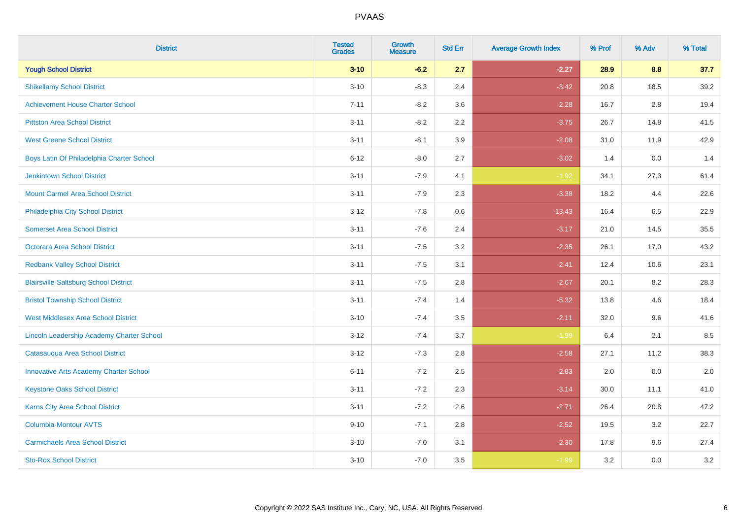| District | Tested Grades | Growth Measure | Std Err | Average Growth Index | % Prof | % Adv | % Total |
|---|---|---|---|---|---|---|---|
| **Yough School District** | **3-10** | **-6.2** | **2.7** | **-2.27** | **28.9** | **8.8** | **37.7** |
| Shikellamy School District | 3-10 | -8.3 | 2.4 | -3.42 | 20.8 | 18.5 | 39.2 |
| Achievement House Charter School | 7-11 | -8.2 | 3.6 | -2.28 | 16.7 | 2.8 | 19.4 |
| Pittston Area School District | 3-11 | -8.2 | 2.2 | -3.75 | 26.7 | 14.8 | 41.5 |
| West Greene School District | 3-11 | -8.1 | 3.9 | -2.08 | 31.0 | 11.9 | 42.9 |
| Boys Latin Of Philadelphia Charter School | 6-12 | -8.0 | 2.7 | -3.02 | 1.4 | 0.0 | 1.4 |
| Jenkintown School District | 3-11 | -7.9 | 4.1 | -1.92 | 34.1 | 27.3 | 61.4 |
| Mount Carmel Area School District | 3-11 | -7.9 | 2.3 | -3.38 | 18.2 | 4.4 | 22.6 |
| Philadelphia City School District | 3-12 | -7.8 | 0.6 | -13.43 | 16.4 | 6.5 | 22.9 |
| Somerset Area School District | 3-11 | -7.6 | 2.4 | -3.17 | 21.0 | 14.5 | 35.5 |
| Octorara Area School District | 3-11 | -7.5 | 3.2 | -2.35 | 26.1 | 17.0 | 43.2 |
| Redbank Valley School District | 3-11 | -7.5 | 3.1 | -2.41 | 12.4 | 10.6 | 23.1 |
| Blairsville-Saltsburg School District | 3-11 | -7.5 | 2.8 | -2.67 | 20.1 | 8.2 | 28.3 |
| Bristol Township School District | 3-11 | -7.4 | 1.4 | -5.32 | 13.8 | 4.6 | 18.4 |
| West Middlesex Area School District | 3-10 | -7.4 | 3.5 | -2.11 | 32.0 | 9.6 | 41.6 |
| Lincoln Leadership Academy Charter School | 3-12 | -7.4 | 3.7 | -1.99 | 6.4 | 2.1 | 8.5 |
| Catasauqua Area School District | 3-12 | -7.3 | 2.8 | -2.58 | 27.1 | 11.2 | 38.3 |
| Innovative Arts Academy Charter School | 6-11 | -7.2 | 2.5 | -2.83 | 2.0 | 0.0 | 2.0 |
| Keystone Oaks School District | 3-11 | -7.2 | 2.3 | -3.14 | 30.0 | 11.1 | 41.0 |
| Karns City Area School District | 3-11 | -7.2 | 2.6 | -2.71 | 26.4 | 20.8 | 47.2 |
| Columbia-Montour AVTS | 9-10 | -7.1 | 2.8 | -2.52 | 19.5 | 3.2 | 22.7 |
| Carmichaels Area School District | 3-10 | -7.0 | 3.1 | -2.30 | 17.8 | 9.6 | 27.4 |
| Sto-Rox School District | 3-10 | -7.0 | 3.5 | -1.99 | 3.2 | 0.0 | 3.2 |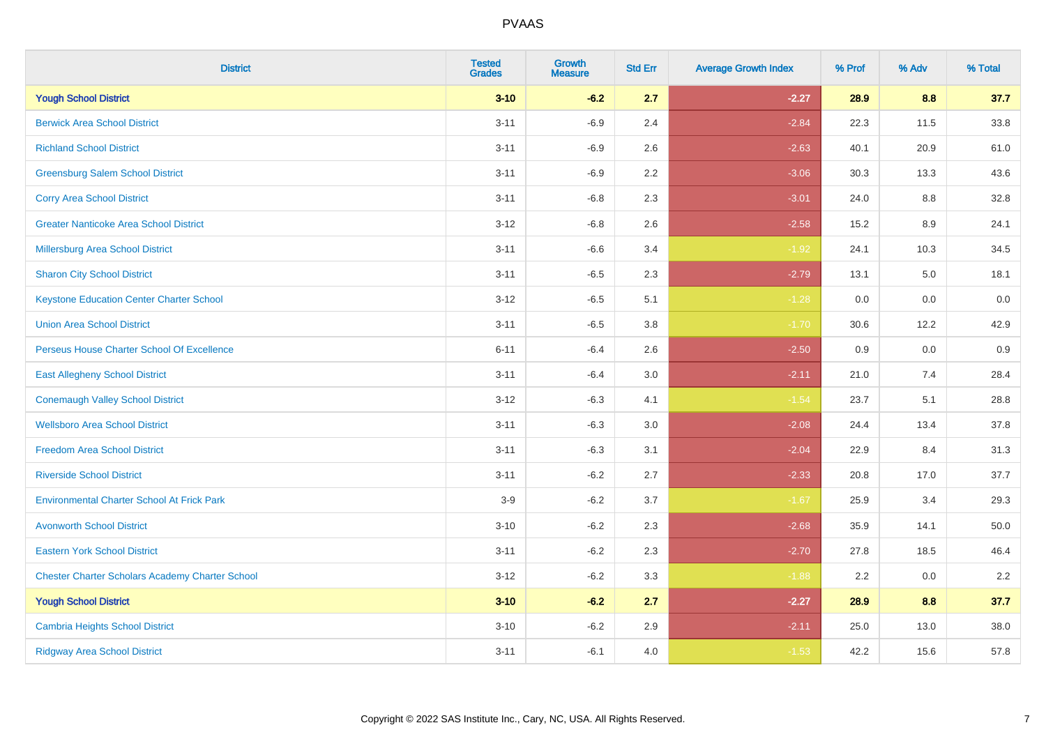PVAAS

| District | Tested Grades | Growth Measure | Std Err | Average Growth Index | % Prof | % Adv | % Total |
|---|---|---|---|---|---|---|---|
| **Yough School District** | **3-10** | **-6.2** | **2.7** | **-2.27** | **28.9** | **8.8** | **37.7** |
| Berwick Area School District | 3-11 | -6.9 | 2.4 | -2.84 | 22.3 | 11.5 | 33.8 |
| Richland School District | 3-11 | -6.9 | 2.6 | -2.63 | 40.1 | 20.9 | 61.0 |
| Greensburg Salem School District | 3-11 | -6.9 | 2.2 | -3.06 | 30.3 | 13.3 | 43.6 |
| Corry Area School District | 3-11 | -6.8 | 2.3 | -3.01 | 24.0 | 8.8 | 32.8 |
| Greater Nanticoke Area School District | 3-12 | -6.8 | 2.6 | -2.58 | 15.2 | 8.9 | 24.1 |
| Millersburg Area School District | 3-11 | -6.6 | 3.4 | -1.92 | 24.1 | 10.3 | 34.5 |
| Sharon City School District | 3-11 | -6.5 | 2.3 | -2.79 | 13.1 | 5.0 | 18.1 |
| Keystone Education Center Charter School | 3-12 | -6.5 | 5.1 | -1.28 | 0.0 | 0.0 | 0.0 |
| Union Area School District | 3-11 | -6.5 | 3.8 | -1.70 | 30.6 | 12.2 | 42.9 |
| Perseus House Charter School Of Excellence | 6-11 | -6.4 | 2.6 | -2.50 | 0.9 | 0.0 | 0.9 |
| East Allegheny School District | 3-11 | -6.4 | 3.0 | -2.11 | 21.0 | 7.4 | 28.4 |
| Conemaugh Valley School District | 3-12 | -6.3 | 4.1 | -1.54 | 23.7 | 5.1 | 28.8 |
| Wellsboro Area School District | 3-11 | -6.3 | 3.0 | -2.08 | 24.4 | 13.4 | 37.8 |
| Freedom Area School District | 3-11 | -6.3 | 3.1 | -2.04 | 22.9 | 8.4 | 31.3 |
| Riverside School District | 3-11 | -6.2 | 2.7 | -2.33 | 20.8 | 17.0 | 37.7 |
| Environmental Charter School At Frick Park | 3-9 | -6.2 | 3.7 | -1.67 | 25.9 | 3.4 | 29.3 |
| Avonworth School District | 3-10 | -6.2 | 2.3 | -2.68 | 35.9 | 14.1 | 50.0 |
| Eastern York School District | 3-11 | -6.2 | 2.3 | -2.70 | 27.8 | 18.5 | 46.4 |
| Chester Charter Scholars Academy Charter School | 3-12 | -6.2 | 3.3 | -1.88 | 2.2 | 0.0 | 2.2 |
| **Yough School District** | **3-10** | **-6.2** | **2.7** | **-2.27** | **28.9** | **8.8** | **37.7** |
| Cambria Heights School District | 3-10 | -6.2 | 2.9 | -2.11 | 25.0 | 13.0 | 38.0 |
| Ridgway Area School District | 3-11 | -6.1 | 4.0 | -1.53 | 42.2 | 15.6 | 57.8 |

Copyright © 2022 SAS Institute Inc., Cary, NC, USA. All Rights Reserved.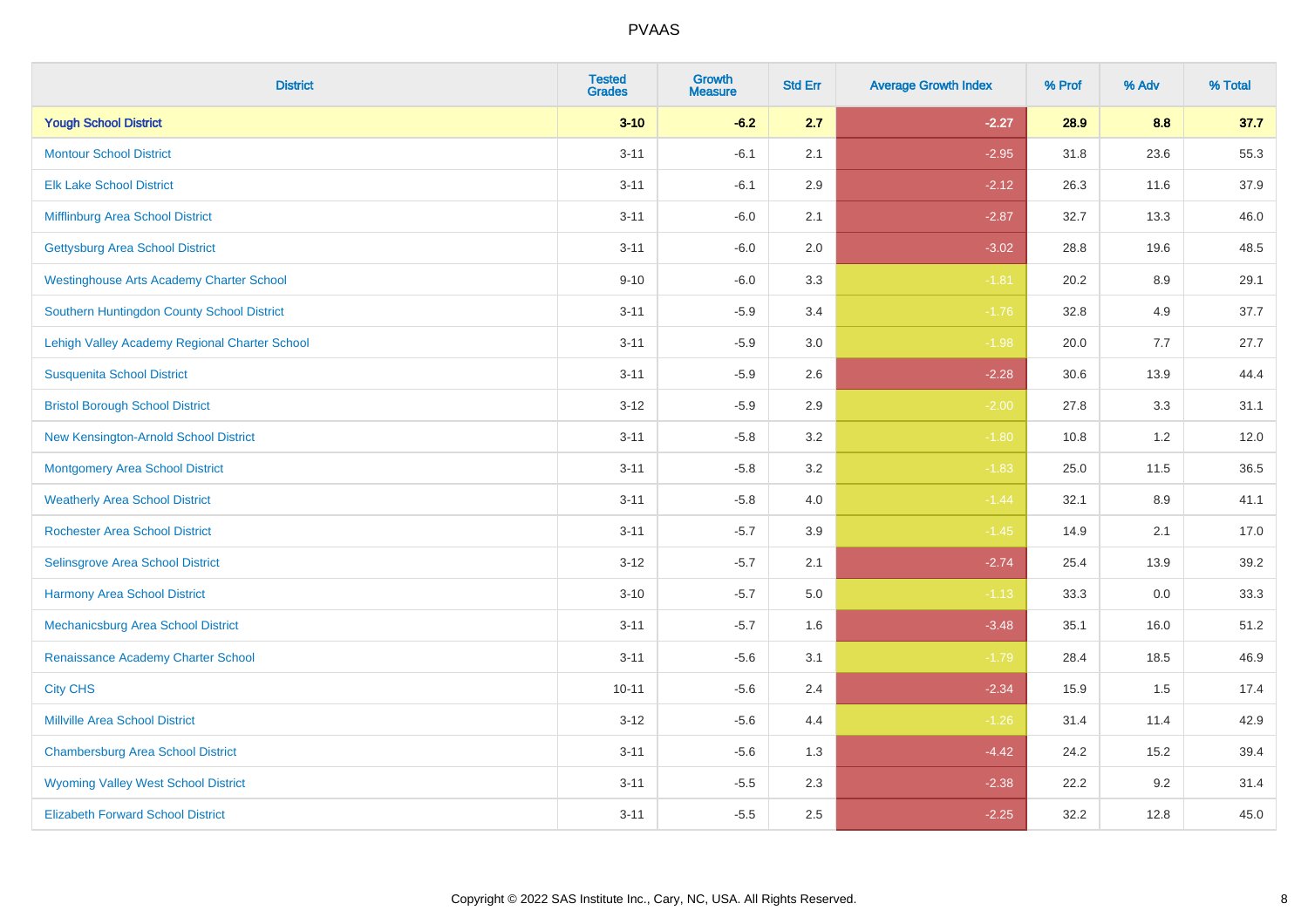# PVAAS

| District | Tested Grades | Growth Measure | Std Err | Average Growth Index | % Prof | % Adv | % Total |
|---|---|---|---|---|---|---|---|
| **Yough School District** | **3-10** | **-6.2** | **2.7** | **-2.27** | **28.9** | **8.8** | **37.7** |
| Montour School District | 3-11 | -6.1 | 2.1 | -2.95 | 31.8 | 23.6 | 55.3 |
| Elk Lake School District | 3-11 | -6.1 | 2.9 | -2.12 | 26.3 | 11.6 | 37.9 |
| Mifflinburg Area School District | 3-11 | -6.0 | 2.1 | -2.87 | 32.7 | 13.3 | 46.0 |
| Gettysburg Area School District | 3-11 | -6.0 | 2.0 | -3.02 | 28.8 | 19.6 | 48.5 |
| Westinghouse Arts Academy Charter School | 9-10 | -6.0 | 3.3 | -1.81 | 20.2 | 8.9 | 29.1 |
| Southern Huntingdon County School District | 3-11 | -5.9 | 3.4 | -1.76 | 32.8 | 4.9 | 37.7 |
| Lehigh Valley Academy Regional Charter School | 3-11 | -5.9 | 3.0 | -1.98 | 20.0 | 7.7 | 27.7 |
| Susquenita School District | 3-11 | -5.9 | 2.6 | -2.28 | 30.6 | 13.9 | 44.4 |
| Bristol Borough School District | 3-12 | -5.9 | 2.9 | -2.00 | 27.8 | 3.3 | 31.1 |
| New Kensington-Arnold School District | 3-11 | -5.8 | 3.2 | -1.80 | 10.8 | 1.2 | 12.0 |
| Montgomery Area School District | 3-11 | -5.8 | 3.2 | -1.83 | 25.0 | 11.5 | 36.5 |
| Weatherly Area School District | 3-11 | -5.8 | 4.0 | -1.44 | 32.1 | 8.9 | 41.1 |
| Rochester Area School District | 3-11 | -5.7 | 3.9 | -1.45 | 14.9 | 2.1 | 17.0 |
| Selinsgrove Area School District | 3-12 | -5.7 | 2.1 | -2.74 | 25.4 | 13.9 | 39.2 |
| Harmony Area School District | 3-10 | -5.7 | 5.0 | -1.13 | 33.3 | 0.0 | 33.3 |
| Mechanicsburg Area School District | 3-11 | -5.7 | 1.6 | -3.48 | 35.1 | 16.0 | 51.2 |
| Renaissance Academy Charter School | 3-11 | -5.6 | 3.1 | -1.79 | 28.4 | 18.5 | 46.9 |
| City CHS | 10-11 | -5.6 | 2.4 | -2.34 | 15.9 | 1.5 | 17.4 |
| Millville Area School District | 3-12 | -5.6 | 4.4 | -1.26 | 31.4 | 11.4 | 42.9 |
| Chambersburg Area School District | 3-11 | -5.6 | 1.3 | -4.42 | 24.2 | 15.2 | 39.4 |
| Wyoming Valley West School District | 3-11 | -5.5 | 2.3 | -2.38 | 22.2 | 9.2 | 31.4 |
| Elizabeth Forward School District | 3-11 | -5.5 | 2.5 | -2.25 | 32.2 | 12.8 | 45.0 |

Copyright © 2022 SAS Institute Inc., Cary, NC, USA. All Rights Reserved.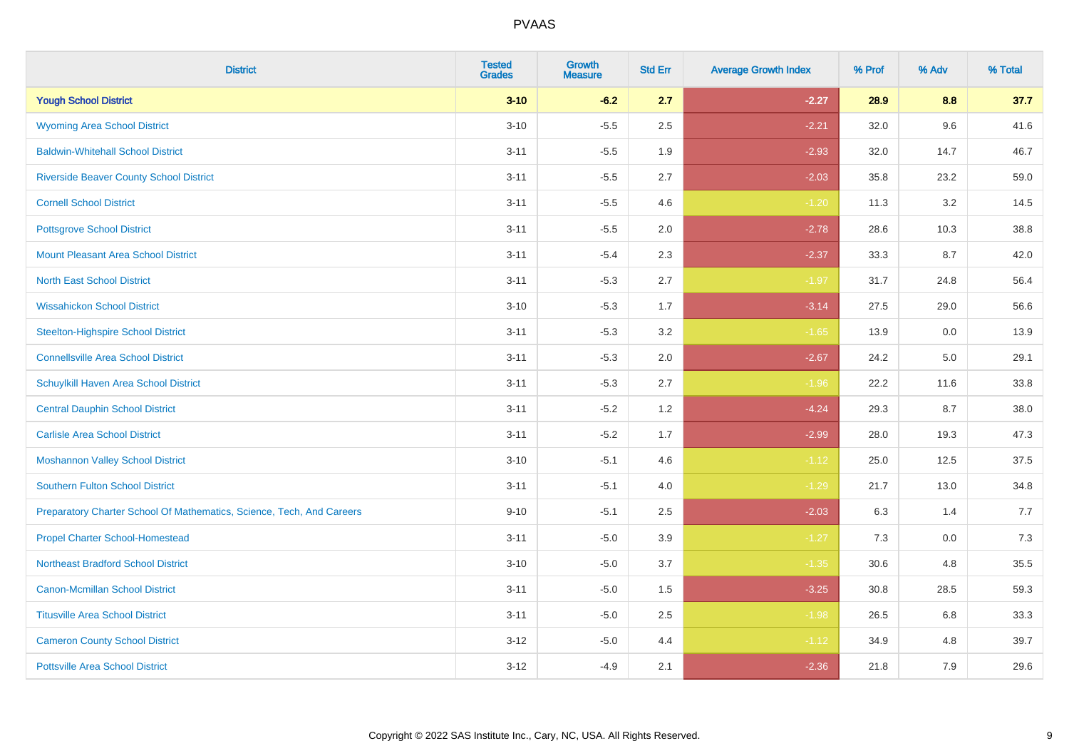| District | Tested Grades | Growth Measure | Std Err | Average Growth Index | % Prof | % Adv | % Total |
|---|---|---|---|---|---|---|---|
| **Yough School District** | **3-10** | **-6.2** | **2.7** | **-2.27** | **28.9** | **8.8** | **37.7** |
| Wyoming Area School District | 3-10 | -5.5 | 2.5 | -2.21 | 32.0 | 9.6 | 41.6 |
| Baldwin-Whitehall School District | 3-11 | -5.5 | 1.9 | -2.93 | 32.0 | 14.7 | 46.7 |
| Riverside Beaver County School District | 3-11 | -5.5 | 2.7 | -2.03 | 35.8 | 23.2 | 59.0 |
| Cornell School District | 3-11 | -5.5 | 4.6 | -1.20 | 11.3 | 3.2 | 14.5 |
| Pottsgrove School District | 3-11 | -5.5 | 2.0 | -2.78 | 28.6 | 10.3 | 38.8 |
| Mount Pleasant Area School District | 3-11 | -5.4 | 2.3 | -2.37 | 33.3 | 8.7 | 42.0 |
| North East School District | 3-11 | -5.3 | 2.7 | -1.97 | 31.7 | 24.8 | 56.4 |
| Wissahickon School District | 3-10 | -5.3 | 1.7 | -3.14 | 27.5 | 29.0 | 56.6 |
| Steelton-Highspire School District | 3-11 | -5.3 | 3.2 | -1.65 | 13.9 | 0.0 | 13.9 |
| Connellsville Area School District | 3-11 | -5.3 | 2.0 | -2.67 | 24.2 | 5.0 | 29.1 |
| Schuylkill Haven Area School District | 3-11 | -5.3 | 2.7 | -1.96 | 22.2 | 11.6 | 33.8 |
| Central Dauphin School District | 3-11 | -5.2 | 1.2 | -4.24 | 29.3 | 8.7 | 38.0 |
| Carlisle Area School District | 3-11 | -5.2 | 1.7 | -2.99 | 28.0 | 19.3 | 47.3 |
| Moshannon Valley School District | 3-10 | -5.1 | 4.6 | -1.12 | 25.0 | 12.5 | 37.5 |
| Southern Fulton School District | 3-11 | -5.1 | 4.0 | -1.29 | 21.7 | 13.0 | 34.8 |
| Preparatory Charter School Of Mathematics, Science, Tech, And Careers | 9-10 | -5.1 | 2.5 | -2.03 | 6.3 | 1.4 | 7.7 |
| Propel Charter School-Homestead | 3-11 | -5.0 | 3.9 | -1.27 | 7.3 | 0.0 | 7.3 |
| Northeast Bradford School District | 3-10 | -5.0 | 3.7 | -1.35 | 30.6 | 4.8 | 35.5 |
| Canon-Mcmillan School District | 3-11 | -5.0 | 1.5 | -3.25 | 30.8 | 28.5 | 59.3 |
| Titusville Area School District | 3-11 | -5.0 | 2.5 | -1.98 | 26.5 | 6.8 | 33.3 |
| Cameron County School District | 3-12 | -5.0 | 4.4 | -1.12 | 34.9 | 4.8 | 39.7 |
| Pottsville Area School District | 3-12 | -4.9 | 2.1 | -2.36 | 21.8 | 7.9 | 29.6 |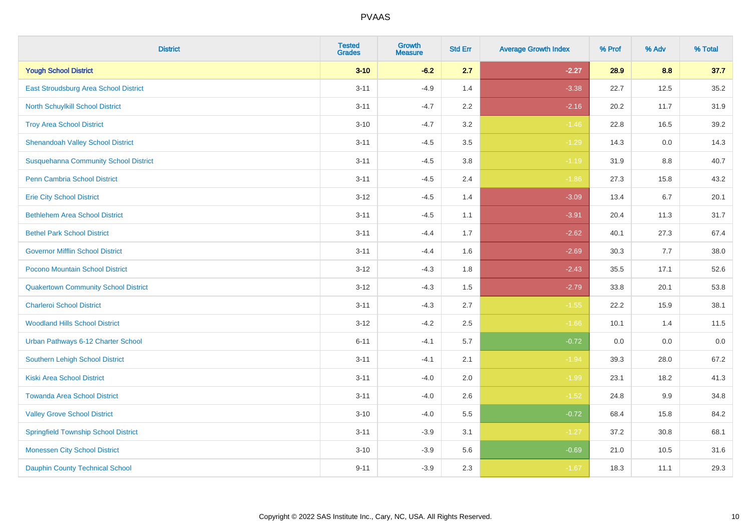# PVAAS

| District | Tested Grades | Growth Measure | Std Err | Average Growth Index | % Prof | % Adv | % Total |
|---|---|---|---|---|---|---|---|
| **Yough School District** | **3-10** | **-6.2** | **2.7** | **-2.27** | **28.9** | **8.8** | **37.7** |
| East Stroudsburg Area School District | 3-11 | -4.9 | 1.4 | -3.38 | 22.7 | 12.5 | 35.2 |
| North Schuylkill School District | 3-11 | -4.7 | 2.2 | -2.16 | 20.2 | 11.7 | 31.9 |
| Troy Area School District | 3-10 | -4.7 | 3.2 | -1.46 | 22.8 | 16.5 | 39.2 |
| Shenandoah Valley School District | 3-11 | -4.5 | 3.5 | -1.29 | 14.3 | 0.0 | 14.3 |
| Susquehanna Community School District | 3-11 | -4.5 | 3.8 | -1.19 | 31.9 | 8.8 | 40.7 |
| Penn Cambria School District | 3-11 | -4.5 | 2.4 | -1.86 | 27.3 | 15.8 | 43.2 |
| Erie City School District | 3-12 | -4.5 | 1.4 | -3.09 | 13.4 | 6.7 | 20.1 |
| Bethlehem Area School District | 3-11 | -4.5 | 1.1 | -3.91 | 20.4 | 11.3 | 31.7 |
| Bethel Park School District | 3-11 | -4.4 | 1.7 | -2.62 | 40.1 | 27.3 | 67.4 |
| Governor Mifflin School District | 3-11 | -4.4 | 1.6 | -2.69 | 30.3 | 7.7 | 38.0 |
| Pocono Mountain School District | 3-12 | -4.3 | 1.8 | -2.43 | 35.5 | 17.1 | 52.6 |
| Quakertown Community School District | 3-12 | -4.3 | 1.5 | -2.79 | 33.8 | 20.1 | 53.8 |
| Charleroi School District | 3-11 | -4.3 | 2.7 | -1.55 | 22.2 | 15.9 | 38.1 |
| Woodland Hills School District | 3-12 | -4.2 | 2.5 | -1.66 | 10.1 | 1.4 | 11.5 |
| Urban Pathways 6-12 Charter School | 6-11 | -4.1 | 5.7 | -0.72 | 0.0 | 0.0 | 0.0 |
| Southern Lehigh School District | 3-11 | -4.1 | 2.1 | -1.94 | 39.3 | 28.0 | 67.2 |
| Kiski Area School District | 3-11 | -4.0 | 2.0 | -1.99 | 23.1 | 18.2 | 41.3 |
| Towanda Area School District | 3-11 | -4.0 | 2.6 | -1.52 | 24.8 | 9.9 | 34.8 |
| Valley Grove School District | 3-10 | -4.0 | 5.5 | -0.72 | 68.4 | 15.8 | 84.2 |
| Springfield Township School District | 3-11 | -3.9 | 3.1 | -1.27 | 37.2 | 30.8 | 68.1 |
| Monessen City School District | 3-10 | -3.9 | 5.6 | -0.69 | 21.0 | 10.5 | 31.6 |
| Dauphin County Technical School | 9-11 | -3.9 | 2.3 | -1.67 | 18.3 | 11.1 | 29.3 |

Copyright © 2022 SAS Institute Inc., Cary, NC, USA. All Rights Reserved.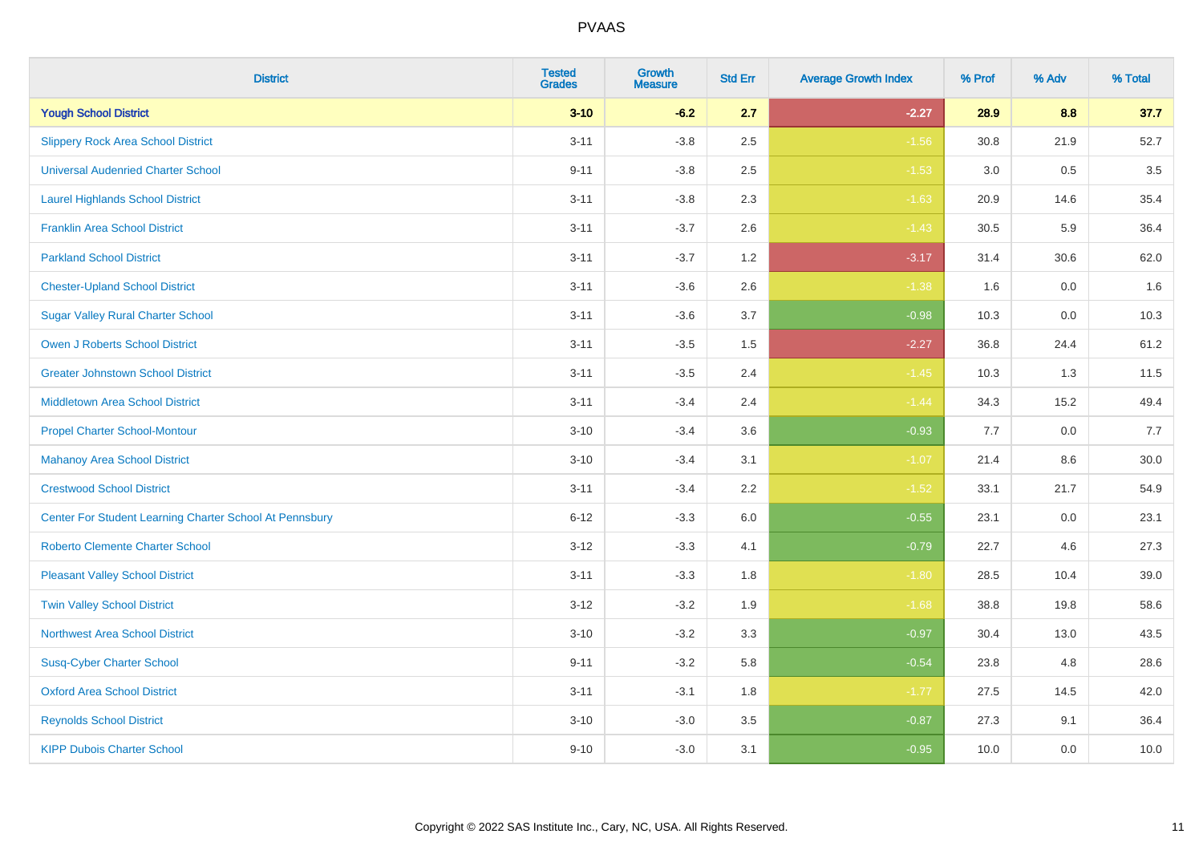| District | Tested Grades | Growth Measure | Std Err | Average Growth Index | % Prof | % Adv | % Total |
|---|---|---|---|---|---|---|---|
| **Yough School District** | **3-10** | **-6.2** | **2.7** | **-2.27** | **28.9** | **8.8** | **37.7** |
| Slippery Rock Area School District | 3-11 | -3.8 | 2.5 | -1.56 | 30.8 | 21.9 | 52.7 |
| Universal Audenried Charter School | 9-11 | -3.8 | 2.5 | -1.53 | 3.0 | 0.5 | 3.5 |
| Laurel Highlands School District | 3-11 | -3.8 | 2.3 | -1.63 | 20.9 | 14.6 | 35.4 |
| Franklin Area School District | 3-11 | -3.7 | 2.6 | -1.43 | 30.5 | 5.9 | 36.4 |
| Parkland School District | 3-11 | -3.7 | 1.2 | -3.17 | 31.4 | 30.6 | 62.0 |
| Chester-Upland School District | 3-11 | -3.6 | 2.6 | -1.38 | 1.6 | 0.0 | 1.6 |
| Sugar Valley Rural Charter School | 3-11 | -3.6 | 3.7 | -0.98 | 10.3 | 0.0 | 10.3 |
| Owen J Roberts School District | 3-11 | -3.5 | 1.5 | -2.27 | 36.8 | 24.4 | 61.2 |
| Greater Johnstown School District | 3-11 | -3.5 | 2.4 | -1.45 | 10.3 | 1.3 | 11.5 |
| Middletown Area School District | 3-11 | -3.4 | 2.4 | -1.44 | 34.3 | 15.2 | 49.4 |
| Propel Charter School-Montour | 3-10 | -3.4 | 3.6 | -0.93 | 7.7 | 0.0 | 7.7 |
| Mahanoy Area School District | 3-10 | -3.4 | 3.1 | -1.07 | 21.4 | 8.6 | 30.0 |
| Crestwood School District | 3-11 | -3.4 | 2.2 | -1.52 | 33.1 | 21.7 | 54.9 |
| Center For Student Learning Charter School At Pennsbury | 6-12 | -3.3 | 6.0 | -0.55 | 23.1 | 0.0 | 23.1 |
| Roberto Clemente Charter School | 3-12 | -3.3 | 4.1 | -0.79 | 22.7 | 4.6 | 27.3 |
| Pleasant Valley School District | 3-11 | -3.3 | 1.8 | -1.80 | 28.5 | 10.4 | 39.0 |
| Twin Valley School District | 3-12 | -3.2 | 1.9 | -1.68 | 38.8 | 19.8 | 58.6 |
| Northwest Area School District | 3-10 | -3.2 | 3.3 | -0.97 | 30.4 | 13.0 | 43.5 |
| Susq-Cyber Charter School | 9-11 | -3.2 | 5.8 | -0.54 | 23.8 | 4.8 | 28.6 |
| Oxford Area School District | 3-11 | -3.1 | 1.8 | -1.77 | 27.5 | 14.5 | 42.0 |
| Reynolds School District | 3-10 | -3.0 | 3.5 | -0.87 | 27.3 | 9.1 | 36.4 |
| KIPP Dubois Charter School | 9-10 | -3.0 | 3.1 | -0.95 | 10.0 | 0.0 | 10.0 |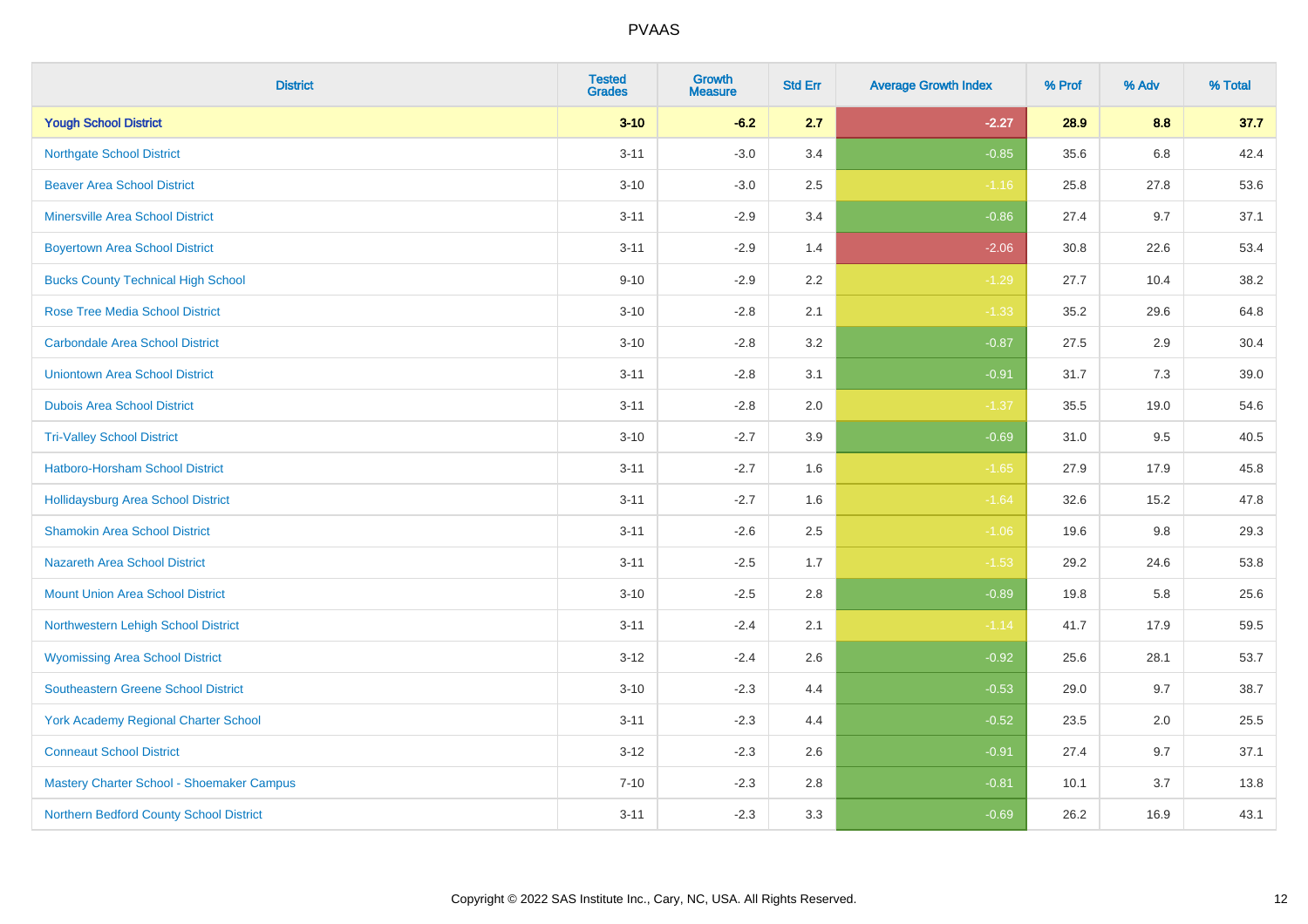# PVAAS

| District | Tested Grades | Growth Measure | Std Err | Average Growth Index | % Prof | % Adv | % Total |
|---|---|---|---|---|---|---|---|
| **Yough School District** | **3-10** | **-6.2** | **2.7** | **-2.27** | **28.9** | **8.8** | **37.7** |
| Northgate School District | 3-11 | -3.0 | 3.4 | -0.85 | 35.6 | 6.8 | 42.4 |
| Beaver Area School District | 3-10 | -3.0 | 2.5 | -1.16 | 25.8 | 27.8 | 53.6 |
| Minersville Area School District | 3-11 | -2.9 | 3.4 | -0.86 | 27.4 | 9.7 | 37.1 |
| Boyertown Area School District | 3-11 | -2.9 | 1.4 | -2.06 | 30.8 | 22.6 | 53.4 |
| Bucks County Technical High School | 9-10 | -2.9 | 2.2 | -1.29 | 27.7 | 10.4 | 38.2 |
| Rose Tree Media School District | 3-10 | -2.8 | 2.1 | -1.33 | 35.2 | 29.6 | 64.8 |
| Carbondale Area School District | 3-10 | -2.8 | 3.2 | -0.87 | 27.5 | 2.9 | 30.4 |
| Uniontown Area School District | 3-11 | -2.8 | 3.1 | -0.91 | 31.7 | 7.3 | 39.0 |
| Dubois Area School District | 3-11 | -2.8 | 2.0 | -1.37 | 35.5 | 19.0 | 54.6 |
| Tri-Valley School District | 3-10 | -2.7 | 3.9 | -0.69 | 31.0 | 9.5 | 40.5 |
| Hatboro-Horsham School District | 3-11 | -2.7 | 1.6 | -1.65 | 27.9 | 17.9 | 45.8 |
| Hollidaysburg Area School District | 3-11 | -2.7 | 1.6 | -1.64 | 32.6 | 15.2 | 47.8 |
| Shamokin Area School District | 3-11 | -2.6 | 2.5 | -1.06 | 19.6 | 9.8 | 29.3 |
| Nazareth Area School District | 3-11 | -2.5 | 1.7 | -1.53 | 29.2 | 24.6 | 53.8 |
| Mount Union Area School District | 3-10 | -2.5 | 2.8 | -0.89 | 19.8 | 5.8 | 25.6 |
| Northwestern Lehigh School District | 3-11 | -2.4 | 2.1 | -1.14 | 41.7 | 17.9 | 59.5 |
| Wyomissing Area School District | 3-12 | -2.4 | 2.6 | -0.92 | 25.6 | 28.1 | 53.7 |
| Southeastern Greene School District | 3-10 | -2.3 | 4.4 | -0.53 | 29.0 | 9.7 | 38.7 |
| York Academy Regional Charter School | 3-11 | -2.3 | 4.4 | -0.52 | 23.5 | 2.0 | 25.5 |
| Conneaut School District | 3-12 | -2.3 | 2.6 | -0.91 | 27.4 | 9.7 | 37.1 |
| Mastery Charter School - Shoemaker Campus | 7-10 | -2.3 | 2.8 | -0.81 | 10.1 | 3.7 | 13.8 |
| Northern Bedford County School District | 3-11 | -2.3 | 3.3 | -0.69 | 26.2 | 16.9 | 43.1 |

Copyright © 2022 SAS Institute Inc., Cary, NC, USA. All Rights Reserved.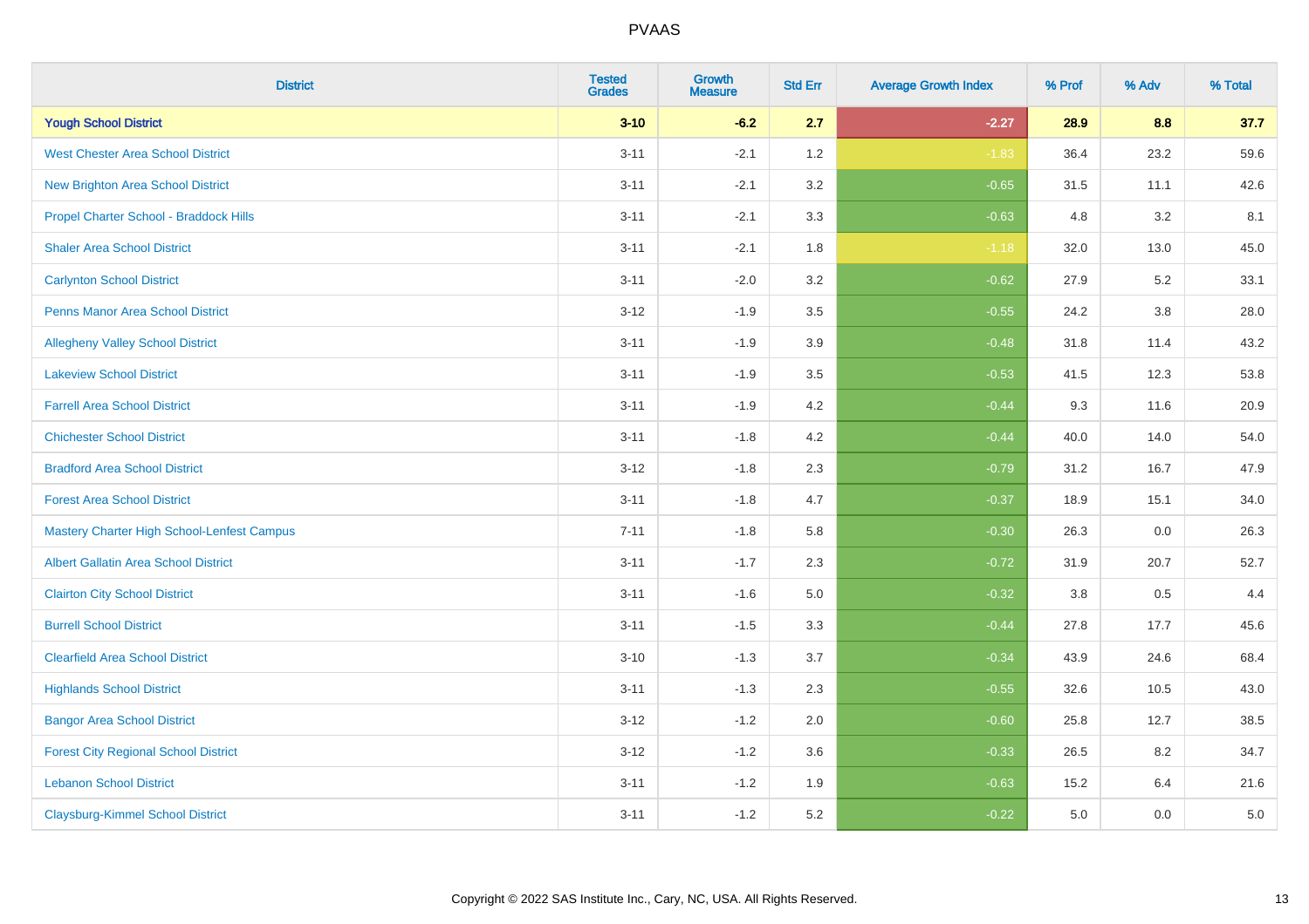| District | Tested Grades | Growth Measure | Std Err | Average Growth Index | % Prof | % Adv | % Total |
|---|---|---|---|---|---|---|---|
| **Yough School District** | **3-10** | **-6.2** | **2.7** | **-2.27** | **28.9** | **8.8** | **37.7** |
| West Chester Area School District | 3-11 | -2.1 | 1.2 | -1.83 | 36.4 | 23.2 | 59.6 |
| New Brighton Area School District | 3-11 | -2.1 | 3.2 | -0.65 | 31.5 | 11.1 | 42.6 |
| Propel Charter School - Braddock Hills | 3-11 | -2.1 | 3.3 | -0.63 | 4.8 | 3.2 | 8.1 |
| Shaler Area School District | 3-11 | -2.1 | 1.8 | -1.18 | 32.0 | 13.0 | 45.0 |
| Carlynton School District | 3-11 | -2.0 | 3.2 | -0.62 | 27.9 | 5.2 | 33.1 |
| Penns Manor Area School District | 3-12 | -1.9 | 3.5 | -0.55 | 24.2 | 3.8 | 28.0 |
| Allegheny Valley School District | 3-11 | -1.9 | 3.9 | -0.48 | 31.8 | 11.4 | 43.2 |
| Lakeview School District | 3-11 | -1.9 | 3.5 | -0.53 | 41.5 | 12.3 | 53.8 |
| Farrell Area School District | 3-11 | -1.9 | 4.2 | -0.44 | 9.3 | 11.6 | 20.9 |
| Chichester School District | 3-11 | -1.8 | 4.2 | -0.44 | 40.0 | 14.0 | 54.0 |
| Bradford Area School District | 3-12 | -1.8 | 2.3 | -0.79 | 31.2 | 16.7 | 47.9 |
| Forest Area School District | 3-11 | -1.8 | 4.7 | -0.37 | 18.9 | 15.1 | 34.0 |
| Mastery Charter High School-Lenfest Campus | 7-11 | -1.8 | 5.8 | -0.30 | 26.3 | 0.0 | 26.3 |
| Albert Gallatin Area School District | 3-11 | -1.7 | 2.3 | -0.72 | 31.9 | 20.7 | 52.7 |
| Clairton City School District | 3-11 | -1.6 | 5.0 | -0.32 | 3.8 | 0.5 | 4.4 |
| Burrell School District | 3-11 | -1.5 | 3.3 | -0.44 | 27.8 | 17.7 | 45.6 |
| Clearfield Area School District | 3-10 | -1.3 | 3.7 | -0.34 | 43.9 | 24.6 | 68.4 |
| Highlands School District | 3-11 | -1.3 | 2.3 | -0.55 | 32.6 | 10.5 | 43.0 |
| Bangor Area School District | 3-12 | -1.2 | 2.0 | -0.60 | 25.8 | 12.7 | 38.5 |
| Forest City Regional School District | 3-12 | -1.2 | 3.6 | -0.33 | 26.5 | 8.2 | 34.7 |
| Lebanon School District | 3-11 | -1.2 | 1.9 | -0.63 | 15.2 | 6.4 | 21.6 |
| Claysburg-Kimmel School District | 3-11 | -1.2 | 5.2 | -0.22 | 5.0 | 0.0 | 5.0 |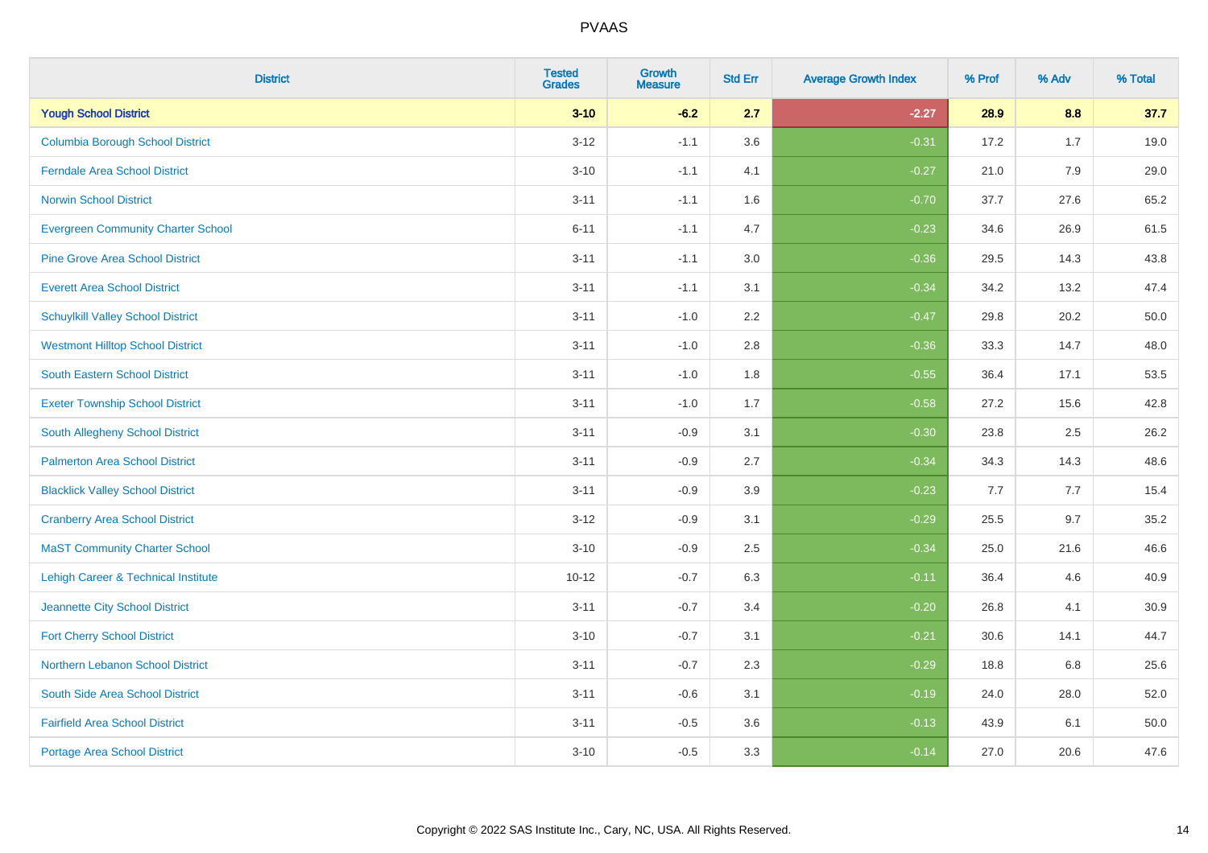PVAAS

| District | Tested Grades | Growth Measure | Std Err | Average Growth Index | % Prof | % Adv | % Total |
|---|---|---|---|---|---|---|---|
| **Yough School District** | **3-10** | **-6.2** | **2.7** | **-2.27** | **28.9** | **8.8** | **37.7** |
| Columbia Borough School District | 3-12 | -1.1 | 3.6 | -0.31 | 17.2 | 1.7 | 19.0 |
| Ferndale Area School District | 3-10 | -1.1 | 4.1 | -0.27 | 21.0 | 7.9 | 29.0 |
| Norwin School District | 3-11 | -1.1 | 1.6 | -0.70 | 37.7 | 27.6 | 65.2 |
| Evergreen Community Charter School | 6-11 | -1.1 | 4.7 | -0.23 | 34.6 | 26.9 | 61.5 |
| Pine Grove Area School District | 3-11 | -1.1 | 3.0 | -0.36 | 29.5 | 14.3 | 43.8 |
| Everett Area School District | 3-11 | -1.1 | 3.1 | -0.34 | 34.2 | 13.2 | 47.4 |
| Schuylkill Valley School District | 3-11 | -1.0 | 2.2 | -0.47 | 29.8 | 20.2 | 50.0 |
| Westmont Hilltop School District | 3-11 | -1.0 | 2.8 | -0.36 | 33.3 | 14.7 | 48.0 |
| South Eastern School District | 3-11 | -1.0 | 1.8 | -0.55 | 36.4 | 17.1 | 53.5 |
| Exeter Township School District | 3-11 | -1.0 | 1.7 | -0.58 | 27.2 | 15.6 | 42.8 |
| South Allegheny School District | 3-11 | -0.9 | 3.1 | -0.30 | 23.8 | 2.5 | 26.2 |
| Palmerton Area School District | 3-11 | -0.9 | 2.7 | -0.34 | 34.3 | 14.3 | 48.6 |
| Blacklick Valley School District | 3-11 | -0.9 | 3.9 | -0.23 | 7.7 | 7.7 | 15.4 |
| Cranberry Area School District | 3-12 | -0.9 | 3.1 | -0.29 | 25.5 | 9.7 | 35.2 |
| MaST Community Charter School | 3-10 | -0.9 | 2.5 | -0.34 | 25.0 | 21.6 | 46.6 |
| Lehigh Career & Technical Institute | 10-12 | -0.7 | 6.3 | -0.11 | 36.4 | 4.6 | 40.9 |
| Jeannette City School District | 3-11 | -0.7 | 3.4 | -0.20 | 26.8 | 4.1 | 30.9 |
| Fort Cherry School District | 3-10 | -0.7 | 3.1 | -0.21 | 30.6 | 14.1 | 44.7 |
| Northern Lebanon School District | 3-11 | -0.7 | 2.3 | -0.29 | 18.8 | 6.8 | 25.6 |
| South Side Area School District | 3-11 | -0.6 | 3.1 | -0.19 | 24.0 | 28.0 | 52.0 |
| Fairfield Area School District | 3-11 | -0.5 | 3.6 | -0.13 | 43.9 | 6.1 | 50.0 |
| Portage Area School District | 3-10 | -0.5 | 3.3 | -0.14 | 27.0 | 20.6 | 47.6 |

Copyright © 2022 SAS Institute Inc., Cary, NC, USA. All Rights Reserved.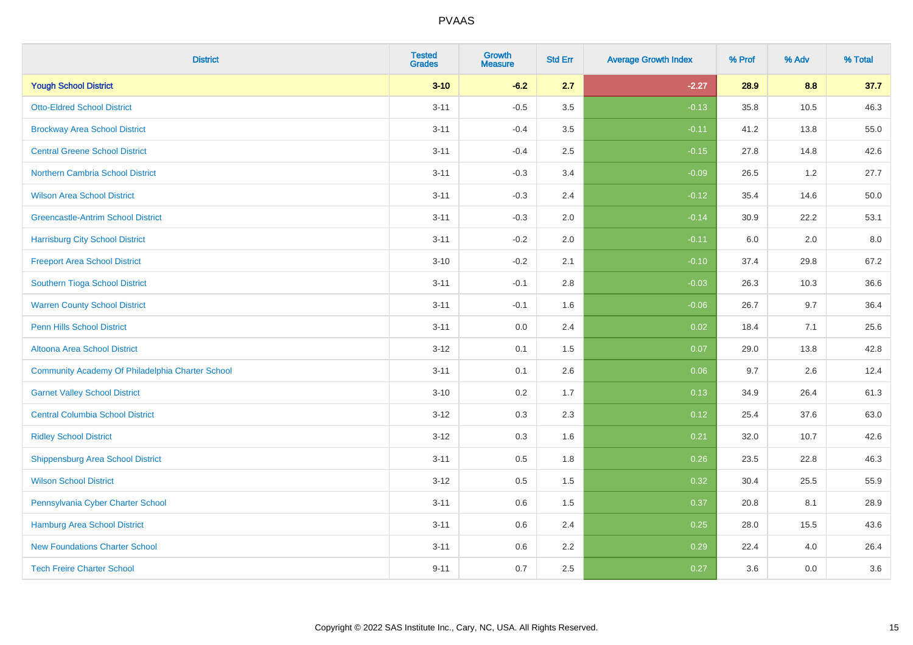| District | Tested Grades | Growth Measure | Std Err | Average Growth Index | % Prof | % Adv | % Total |
|---|---|---|---|---|---|---|---|
| **Yough School District** | **3-10** | **-6.2** | **2.7** | **-2.27** | **28.9** | **8.8** | **37.7** |
| Otto-Eldred School District | 3-11 | -0.5 | 3.5 | -0.13 | 35.8 | 10.5 | 46.3 |
| Brockway Area School District | 3-11 | -0.4 | 3.5 | -0.11 | 41.2 | 13.8 | 55.0 |
| Central Greene School District | 3-11 | -0.4 | 2.5 | -0.15 | 27.8 | 14.8 | 42.6 |
| Northern Cambria School District | 3-11 | -0.3 | 3.4 | -0.09 | 26.5 | 1.2 | 27.7 |
| Wilson Area School District | 3-11 | -0.3 | 2.4 | -0.12 | 35.4 | 14.6 | 50.0 |
| Greencastle-Antrim School District | 3-11 | -0.3 | 2.0 | -0.14 | 30.9 | 22.2 | 53.1 |
| Harrisburg City School District | 3-11 | -0.2 | 2.0 | -0.11 | 6.0 | 2.0 | 8.0 |
| Freeport Area School District | 3-10 | -0.2 | 2.1 | -0.10 | 37.4 | 29.8 | 67.2 |
| Southern Tioga School District | 3-11 | -0.1 | 2.8 | -0.03 | 26.3 | 10.3 | 36.6 |
| Warren County School District | 3-11 | -0.1 | 1.6 | -0.06 | 26.7 | 9.7 | 36.4 |
| Penn Hills School District | 3-11 | 0.0 | 2.4 | 0.02 | 18.4 | 7.1 | 25.6 |
| Altoona Area School District | 3-12 | 0.1 | 1.5 | 0.07 | 29.0 | 13.8 | 42.8 |
| Community Academy Of Philadelphia Charter School | 3-11 | 0.1 | 2.6 | 0.06 | 9.7 | 2.6 | 12.4 |
| Garnet Valley School District | 3-10 | 0.2 | 1.7 | 0.13 | 34.9 | 26.4 | 61.3 |
| Central Columbia School District | 3-12 | 0.3 | 2.3 | 0.12 | 25.4 | 37.6 | 63.0 |
| Ridley School District | 3-12 | 0.3 | 1.6 | 0.21 | 32.0 | 10.7 | 42.6 |
| Shippensburg Area School District | 3-11 | 0.5 | 1.8 | 0.26 | 23.5 | 22.8 | 46.3 |
| Wilson School District | 3-12 | 0.5 | 1.5 | 0.32 | 30.4 | 25.5 | 55.9 |
| Pennsylvania Cyber Charter School | 3-11 | 0.6 | 1.5 | 0.37 | 20.8 | 8.1 | 28.9 |
| Hamburg Area School District | 3-11 | 0.6 | 2.4 | 0.25 | 28.0 | 15.5 | 43.6 |
| New Foundations Charter School | 3-11 | 0.6 | 2.2 | 0.29 | 22.4 | 4.0 | 26.4 |
| Tech Freire Charter School | 9-11 | 0.7 | 2.5 | 0.27 | 3.6 | 0.0 | 3.6 |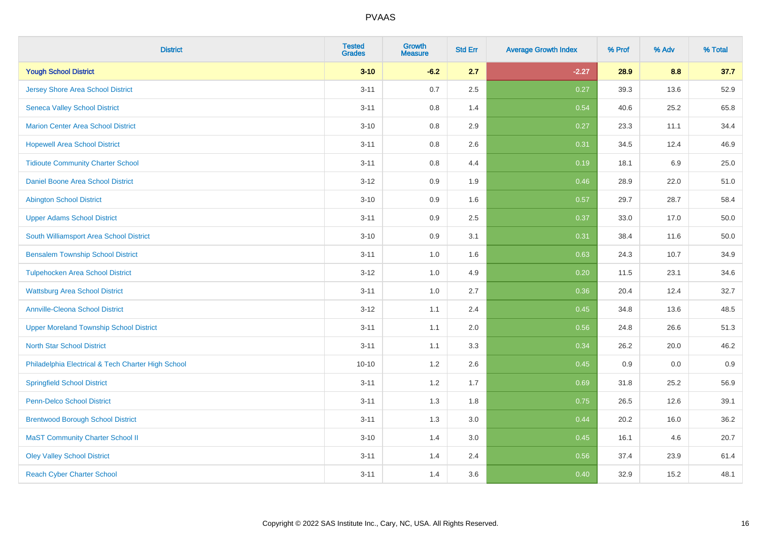# PVAAS

| District | Tested Grades | Growth Measure | Std Err | Average Growth Index | % Prof | % Adv | % Total |
|---|---|---|---|---|---|---|---|
| **Yough School District** | **3-10** | **-6.2** | **2.7** | **-2.27** | **28.9** | **8.8** | **37.7** |
| Jersey Shore Area School District | 3-11 | 0.7 | 2.5 | 0.27 | 39.3 | 13.6 | 52.9 |
| Seneca Valley School District | 3-11 | 0.8 | 1.4 | 0.54 | 40.6 | 25.2 | 65.8 |
| Marion Center Area School District | 3-10 | 0.8 | 2.9 | 0.27 | 23.3 | 11.1 | 34.4 |
| Hopewell Area School District | 3-11 | 0.8 | 2.6 | 0.31 | 34.5 | 12.4 | 46.9 |
| Tidioute Community Charter School | 3-11 | 0.8 | 4.4 | 0.19 | 18.1 | 6.9 | 25.0 |
| Daniel Boone Area School District | 3-12 | 0.9 | 1.9 | 0.46 | 28.9 | 22.0 | 51.0 |
| Abington School District | 3-10 | 0.9 | 1.6 | 0.57 | 29.7 | 28.7 | 58.4 |
| Upper Adams School District | 3-11 | 0.9 | 2.5 | 0.37 | 33.0 | 17.0 | 50.0 |
| South Williamsport Area School District | 3-10 | 0.9 | 3.1 | 0.31 | 38.4 | 11.6 | 50.0 |
| Bensalem Township School District | 3-11 | 1.0 | 1.6 | 0.63 | 24.3 | 10.7 | 34.9 |
| Tulpehocken Area School District | 3-12 | 1.0 | 4.9 | 0.20 | 11.5 | 23.1 | 34.6 |
| Wattsburg Area School District | 3-11 | 1.0 | 2.7 | 0.36 | 20.4 | 12.4 | 32.7 |
| Annville-Cleona School District | 3-12 | 1.1 | 2.4 | 0.45 | 34.8 | 13.6 | 48.5 |
| Upper Moreland Township School District | 3-11 | 1.1 | 2.0 | 0.56 | 24.8 | 26.6 | 51.3 |
| North Star School District | 3-11 | 1.1 | 3.3 | 0.34 | 26.2 | 20.0 | 46.2 |
| Philadelphia Electrical & Tech Charter High School | 10-10 | 1.2 | 2.6 | 0.45 | 0.9 | 0.0 | 0.9 |
| Springfield School District | 3-11 | 1.2 | 1.7 | 0.69 | 31.8 | 25.2 | 56.9 |
| Penn-Delco School District | 3-11 | 1.3 | 1.8 | 0.75 | 26.5 | 12.6 | 39.1 |
| Brentwood Borough School District | 3-11 | 1.3 | 3.0 | 0.44 | 20.2 | 16.0 | 36.2 |
| MaST Community Charter School II | 3-10 | 1.4 | 3.0 | 0.45 | 16.1 | 4.6 | 20.7 |
| Oley Valley School District | 3-11 | 1.4 | 2.4 | 0.56 | 37.4 | 23.9 | 61.4 |
| Reach Cyber Charter School | 3-11 | 1.4 | 3.6 | 0.40 | 32.9 | 15.2 | 48.1 |

Copyright © 2022 SAS Institute Inc., Cary, NC, USA. All Rights Reserved.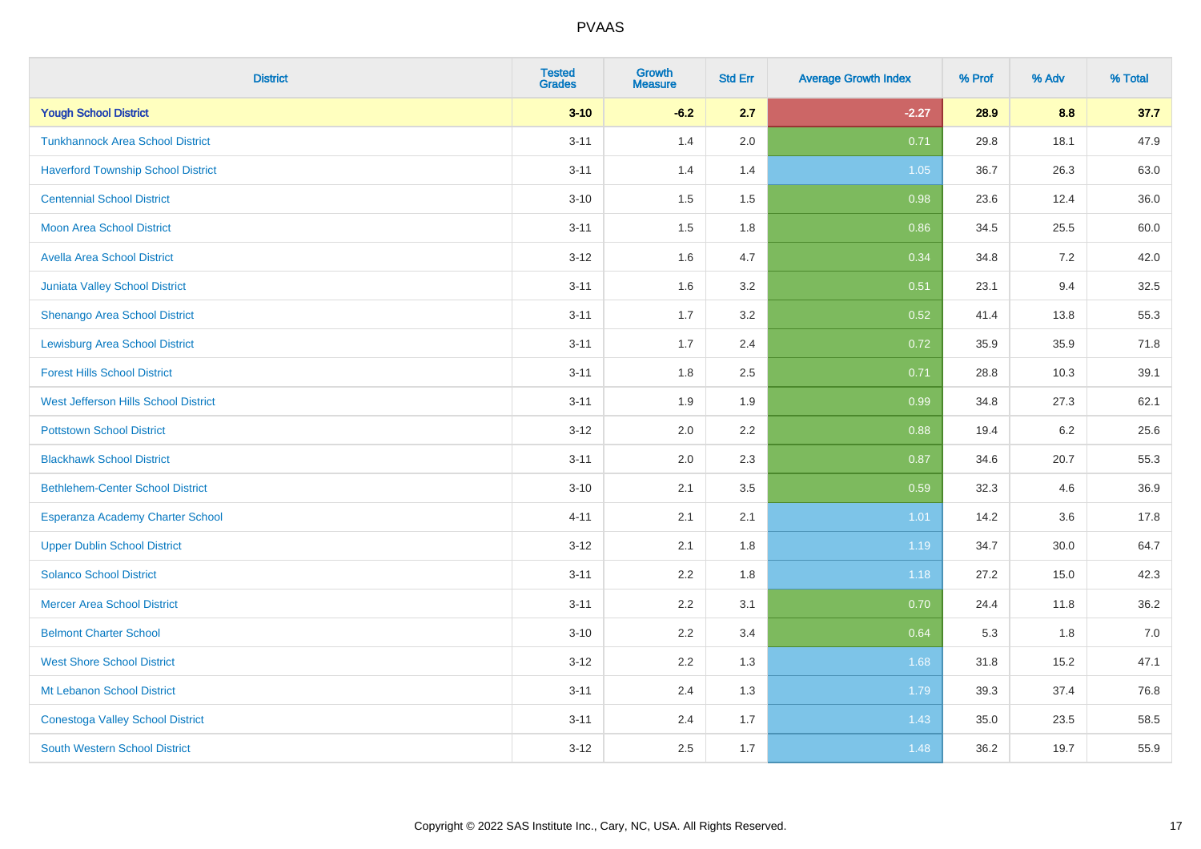| District | Tested Grades | Growth Measure | Std Err | Average Growth Index | % Prof | % Adv | % Total |
|---|---|---|---|---|---|---|---|
| **Yough School District** | **3-10** | **-6.2** | **2.7** | **-2.27** | **28.9** | **8.8** | **37.7** |
| Tunkhannock Area School District | 3-11 | 1.4 | 2.0 | 0.71 | 29.8 | 18.1 | 47.9 |
| Haverford Township School District | 3-11 | 1.4 | 1.4 | 1.05 | 36.7 | 26.3 | 63.0 |
| Centennial School District | 3-10 | 1.5 | 1.5 | 0.98 | 23.6 | 12.4 | 36.0 |
| Moon Area School District | 3-11 | 1.5 | 1.8 | 0.86 | 34.5 | 25.5 | 60.0 |
| Avella Area School District | 3-12 | 1.6 | 4.7 | 0.34 | 34.8 | 7.2 | 42.0 |
| Juniata Valley School District | 3-11 | 1.6 | 3.2 | 0.51 | 23.1 | 9.4 | 32.5 |
| Shenango Area School District | 3-11 | 1.7 | 3.2 | 0.52 | 41.4 | 13.8 | 55.3 |
| Lewisburg Area School District | 3-11 | 1.7 | 2.4 | 0.72 | 35.9 | 35.9 | 71.8 |
| Forest Hills School District | 3-11 | 1.8 | 2.5 | 0.71 | 28.8 | 10.3 | 39.1 |
| West Jefferson Hills School District | 3-11 | 1.9 | 1.9 | 0.99 | 34.8 | 27.3 | 62.1 |
| Pottstown School District | 3-12 | 2.0 | 2.2 | 0.88 | 19.4 | 6.2 | 25.6 |
| Blackhawk School District | 3-11 | 2.0 | 2.3 | 0.87 | 34.6 | 20.7 | 55.3 |
| Bethlehem-Center School District | 3-10 | 2.1 | 3.5 | 0.59 | 32.3 | 4.6 | 36.9 |
| Esperanza Academy Charter School | 4-11 | 2.1 | 2.1 | 1.01 | 14.2 | 3.6 | 17.8 |
| Upper Dublin School District | 3-12 | 2.1 | 1.8 | 1.19 | 34.7 | 30.0 | 64.7 |
| Solanco School District | 3-11 | 2.2 | 1.8 | 1.18 | 27.2 | 15.0 | 42.3 |
| Mercer Area School District | 3-11 | 2.2 | 3.1 | 0.70 | 24.4 | 11.8 | 36.2 |
| Belmont Charter School | 3-10 | 2.2 | 3.4 | 0.64 | 5.3 | 1.8 | 7.0 |
| West Shore School District | 3-12 | 2.2 | 1.3 | 1.68 | 31.8 | 15.2 | 47.1 |
| Mt Lebanon School District | 3-11 | 2.4 | 1.3 | 1.79 | 39.3 | 37.4 | 76.8 |
| Conestoga Valley School District | 3-11 | 2.4 | 1.7 | 1.43 | 35.0 | 23.5 | 58.5 |
| South Western School District | 3-12 | 2.5 | 1.7 | 1.48 | 36.2 | 19.7 | 55.9 |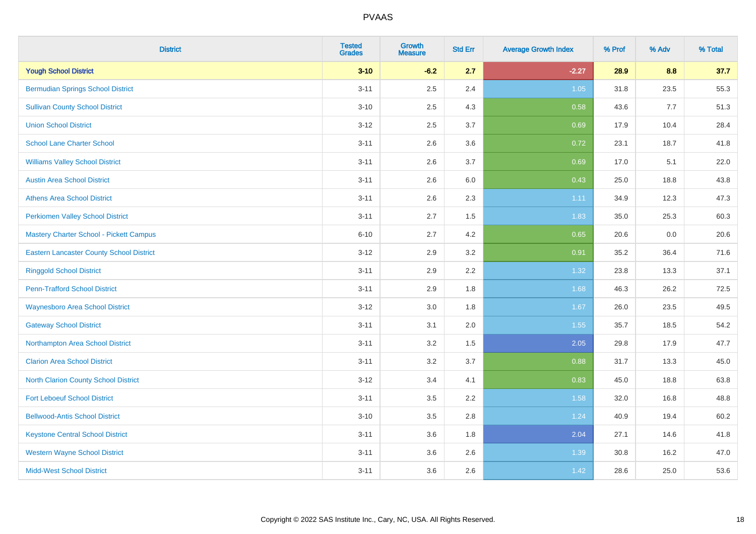# PVAAS

| District | Tested Grades | Growth Measure | Std Err | Average Growth Index | % Prof | % Adv | % Total |
|---|---|---|---|---|---|---|---|
| **Yough School District** | **3-10** | **-6.2** | **2.7** | **-2.27** | **28.9** | **8.8** | **37.7** |
| Bermudian Springs School District | 3-11 | 2.5 | 2.4 | 1.05 | 31.8 | 23.5 | 55.3 |
| Sullivan County School District | 3-10 | 2.5 | 4.3 | 0.58 | 43.6 | 7.7 | 51.3 |
| Union School District | 3-12 | 2.5 | 3.7 | 0.69 | 17.9 | 10.4 | 28.4 |
| School Lane Charter School | 3-11 | 2.6 | 3.6 | 0.72 | 23.1 | 18.7 | 41.8 |
| Williams Valley School District | 3-11 | 2.6 | 3.7 | 0.69 | 17.0 | 5.1 | 22.0 |
| Austin Area School District | 3-11 | 2.6 | 6.0 | 0.43 | 25.0 | 18.8 | 43.8 |
| Athens Area School District | 3-11 | 2.6 | 2.3 | 1.11 | 34.9 | 12.3 | 47.3 |
| Perkiomen Valley School District | 3-11 | 2.7 | 1.5 | 1.83 | 35.0 | 25.3 | 60.3 |
| Mastery Charter School - Pickett Campus | 6-10 | 2.7 | 4.2 | 0.65 | 20.6 | 0.0 | 20.6 |
| Eastern Lancaster County School District | 3-12 | 2.9 | 3.2 | 0.91 | 35.2 | 36.4 | 71.6 |
| Ringgold School District | 3-11 | 2.9 | 2.2 | 1.32 | 23.8 | 13.3 | 37.1 |
| Penn-Trafford School District | 3-11 | 2.9 | 1.8 | 1.68 | 46.3 | 26.2 | 72.5 |
| Waynesboro Area School District | 3-12 | 3.0 | 1.8 | 1.67 | 26.0 | 23.5 | 49.5 |
| Gateway School District | 3-11 | 3.1 | 2.0 | 1.55 | 35.7 | 18.5 | 54.2 |
| Northampton Area School District | 3-11 | 3.2 | 1.5 | 2.05 | 29.8 | 17.9 | 47.7 |
| Clarion Area School District | 3-11 | 3.2 | 3.7 | 0.88 | 31.7 | 13.3 | 45.0 |
| North Clarion County School District | 3-12 | 3.4 | 4.1 | 0.83 | 45.0 | 18.8 | 63.8 |
| Fort Leboeuf School District | 3-11 | 3.5 | 2.2 | 1.58 | 32.0 | 16.8 | 48.8 |
| Bellwood-Antis School District | 3-10 | 3.5 | 2.8 | 1.24 | 40.9 | 19.4 | 60.2 |
| Keystone Central School District | 3-11 | 3.6 | 1.8 | 2.04 | 27.1 | 14.6 | 41.8 |
| Western Wayne School District | 3-11 | 3.6 | 2.6 | 1.39 | 30.8 | 16.2 | 47.0 |
| Midd-West School District | 3-11 | 3.6 | 2.6 | 1.42 | 28.6 | 25.0 | 53.6 |

Copyright © 2022 SAS Institute Inc., Cary, NC, USA. All Rights Reserved.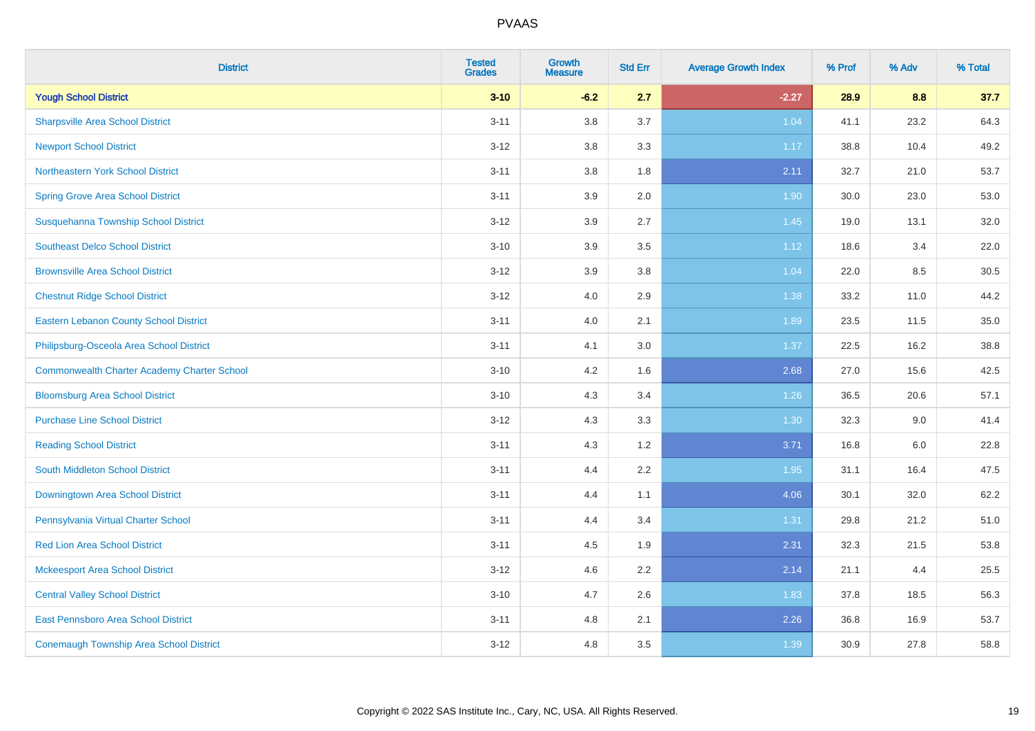# PVAAS

| District | Tested Grades | Growth Measure | Std Err | Average Growth Index | % Prof | % Adv | % Total |
|---|---|---|---|---|---|---|---|
| **Yough School District** | **3-10** | **-6.2** | **2.7** | **-2.27** | **28.9** | **8.8** | **37.7** |
| Sharpsville Area School District | 3-11 | 3.8 | 3.7 | 1.04 | 41.1 | 23.2 | 64.3 |
| Newport School District | 3-12 | 3.8 | 3.3 | 1.17 | 38.8 | 10.4 | 49.2 |
| Northeastern York School District | 3-11 | 3.8 | 1.8 | 2.11 | 32.7 | 21.0 | 53.7 |
| Spring Grove Area School District | 3-11 | 3.9 | 2.0 | 1.90 | 30.0 | 23.0 | 53.0 |
| Susquehanna Township School District | 3-12 | 3.9 | 2.7 | 1.45 | 19.0 | 13.1 | 32.0 |
| Southeast Delco School District | 3-10 | 3.9 | 3.5 | 1.12 | 18.6 | 3.4 | 22.0 |
| Brownsville Area School District | 3-12 | 3.9 | 3.8 | 1.04 | 22.0 | 8.5 | 30.5 |
| Chestnut Ridge School District | 3-12 | 4.0 | 2.9 | 1.38 | 33.2 | 11.0 | 44.2 |
| Eastern Lebanon County School District | 3-11 | 4.0 | 2.1 | 1.89 | 23.5 | 11.5 | 35.0 |
| Philipsburg-Osceola Area School District | 3-11 | 4.1 | 3.0 | 1.37 | 22.5 | 16.2 | 38.8 |
| Commonwealth Charter Academy Charter School | 3-10 | 4.2 | 1.6 | 2.68 | 27.0 | 15.6 | 42.5 |
| Bloomsburg Area School District | 3-10 | 4.3 | 3.4 | 1.26 | 36.5 | 20.6 | 57.1 |
| Purchase Line School District | 3-12 | 4.3 | 3.3 | 1.30 | 32.3 | 9.0 | 41.4 |
| Reading School District | 3-11 | 4.3 | 1.2 | 3.71 | 16.8 | 6.0 | 22.8 |
| South Middleton School District | 3-11 | 4.4 | 2.2 | 1.95 | 31.1 | 16.4 | 47.5 |
| Downingtown Area School District | 3-11 | 4.4 | 1.1 | 4.06 | 30.1 | 32.0 | 62.2 |
| Pennsylvania Virtual Charter School | 3-11 | 4.4 | 3.4 | 1.31 | 29.8 | 21.2 | 51.0 |
| Red Lion Area School District | 3-11 | 4.5 | 1.9 | 2.31 | 32.3 | 21.5 | 53.8 |
| Mckeesport Area School District | 3-12 | 4.6 | 2.2 | 2.14 | 21.1 | 4.4 | 25.5 |
| Central Valley School District | 3-10 | 4.7 | 2.6 | 1.83 | 37.8 | 18.5 | 56.3 |
| East Pennsboro Area School District | 3-11 | 4.8 | 2.1 | 2.26 | 36.8 | 16.9 | 53.7 |
| Conemaugh Township Area School District | 3-12 | 4.8 | 3.5 | 1.39 | 30.9 | 27.8 | 58.8 |

Copyright © 2022 SAS Institute Inc., Cary, NC, USA. All Rights Reserved.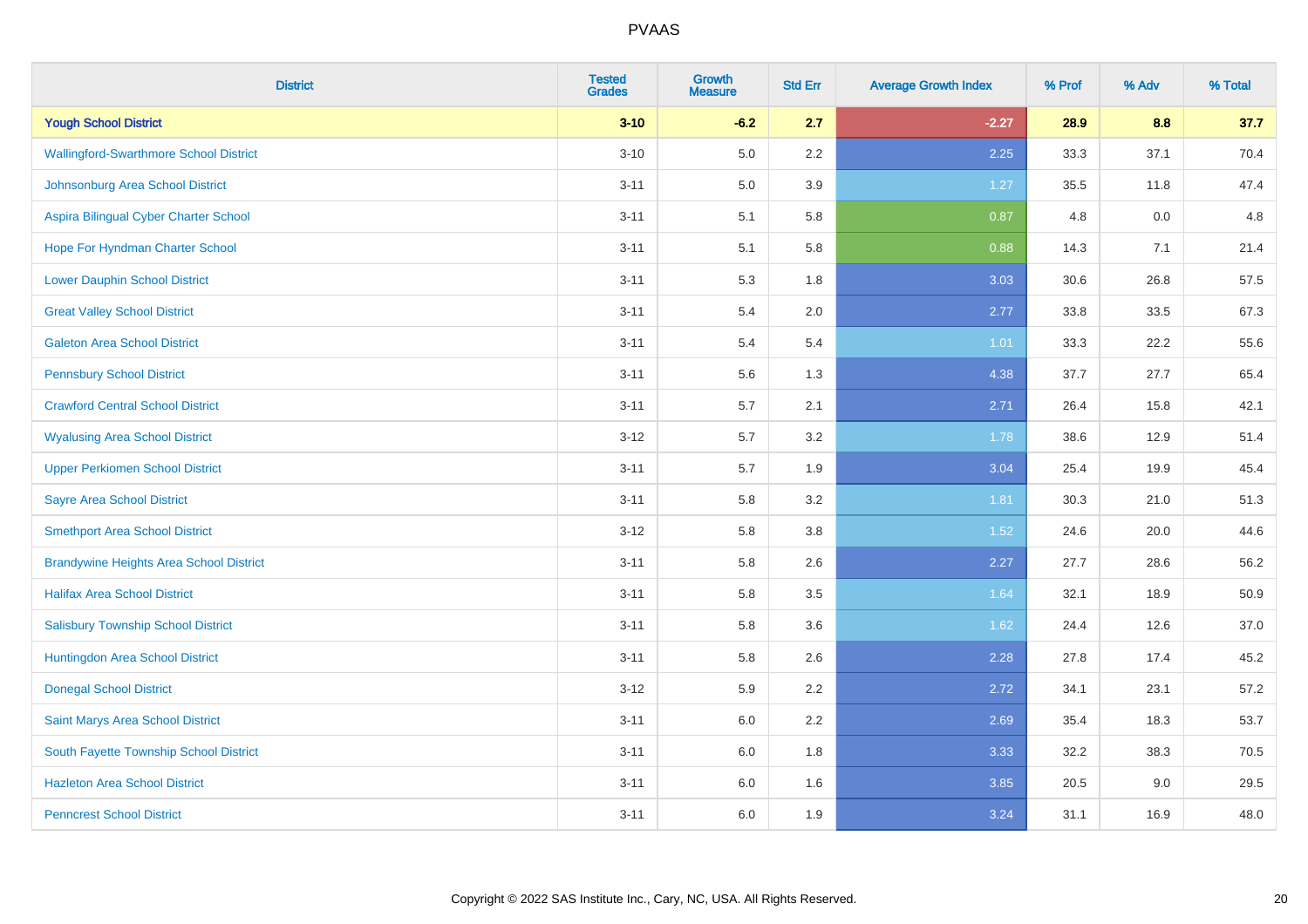# PVAAS

| District | Tested Grades | Growth Measure | Std Err | Average Growth Index | % Prof | % Adv | % Total |
|---|---|---|---|---|---|---|---|
| **Yough School District** | **3-10** | **-6.2** | **2.7** | **-2.27** | **28.9** | **8.8** | **37.7** |
| Wallingford-Swarthmore School District | 3-10 | 5.0 | 2.2 | 2.25 | 33.3 | 37.1 | 70.4 |
| Johnsonburg Area School District | 3-11 | 5.0 | 3.9 | 1.27 | 35.5 | 11.8 | 47.4 |
| Aspira Bilingual Cyber Charter School | 3-11 | 5.1 | 5.8 | 0.87 | 4.8 | 0.0 | 4.8 |
| Hope For Hyndman Charter School | 3-11 | 5.1 | 5.8 | 0.88 | 14.3 | 7.1 | 21.4 |
| Lower Dauphin School District | 3-11 | 5.3 | 1.8 | 3.03 | 30.6 | 26.8 | 57.5 |
| Great Valley School District | 3-11 | 5.4 | 2.0 | 2.77 | 33.8 | 33.5 | 67.3 |
| Galeton Area School District | 3-11 | 5.4 | 5.4 | 1.01 | 33.3 | 22.2 | 55.6 |
| Pennsbury School District | 3-11 | 5.6 | 1.3 | 4.38 | 37.7 | 27.7 | 65.4 |
| Crawford Central School District | 3-11 | 5.7 | 2.1 | 2.71 | 26.4 | 15.8 | 42.1 |
| Wyalusing Area School District | 3-12 | 5.7 | 3.2 | 1.78 | 38.6 | 12.9 | 51.4 |
| Upper Perkiomen School District | 3-11 | 5.7 | 1.9 | 3.04 | 25.4 | 19.9 | 45.4 |
| Sayre Area School District | 3-11 | 5.8 | 3.2 | 1.81 | 30.3 | 21.0 | 51.3 |
| Smethport Area School District | 3-12 | 5.8 | 3.8 | 1.52 | 24.6 | 20.0 | 44.6 |
| Brandywine Heights Area School District | 3-11 | 5.8 | 2.6 | 2.27 | 27.7 | 28.6 | 56.2 |
| Halifax Area School District | 3-11 | 5.8 | 3.5 | 1.64 | 32.1 | 18.9 | 50.9 |
| Salisbury Township School District | 3-11 | 5.8 | 3.6 | 1.62 | 24.4 | 12.6 | 37.0 |
| Huntingdon Area School District | 3-11 | 5.8 | 2.6 | 2.28 | 27.8 | 17.4 | 45.2 |
| Donegal School District | 3-12 | 5.9 | 2.2 | 2.72 | 34.1 | 23.1 | 57.2 |
| Saint Marys Area School District | 3-11 | 6.0 | 2.2 | 2.69 | 35.4 | 18.3 | 53.7 |
| South Fayette Township School District | 3-11 | 6.0 | 1.8 | 3.33 | 32.2 | 38.3 | 70.5 |
| Hazleton Area School District | 3-11 | 6.0 | 1.6 | 3.85 | 20.5 | 9.0 | 29.5 |
| Penncrest School District | 3-11 | 6.0 | 1.9 | 3.24 | 31.1 | 16.9 | 48.0 |

Copyright © 2022 SAS Institute Inc., Cary, NC, USA. All Rights Reserved.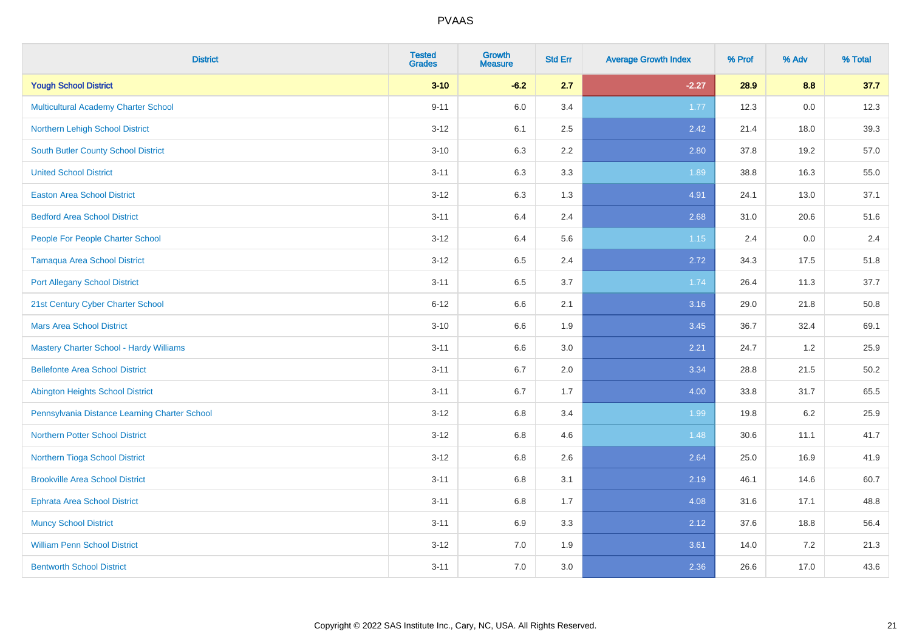# PVAAS

| District | Tested Grades | Growth Measure | Std Err | Average Growth Index | % Prof | % Adv | % Total |
|---|---|---|---|---|---|---|---|
| **Yough School District** | **3-10** | **-6.2** | **2.7** | **-2.27** | **28.9** | **8.8** | **37.7** |
| Multicultural Academy Charter School | 9-11 | 6.0 | 3.4 | 1.77 | 12.3 | 0.0 | 12.3 |
| Northern Lehigh School District | 3-12 | 6.1 | 2.5 | 2.42 | 21.4 | 18.0 | 39.3 |
| South Butler County School District | 3-10 | 6.3 | 2.2 | 2.80 | 37.8 | 19.2 | 57.0 |
| United School District | 3-11 | 6.3 | 3.3 | 1.89 | 38.8 | 16.3 | 55.0 |
| Easton Area School District | 3-12 | 6.3 | 1.3 | 4.91 | 24.1 | 13.0 | 37.1 |
| Bedford Area School District | 3-11 | 6.4 | 2.4 | 2.68 | 31.0 | 20.6 | 51.6 |
| People For People Charter School | 3-12 | 6.4 | 5.6 | 1.15 | 2.4 | 0.0 | 2.4 |
| Tamaqua Area School District | 3-12 | 6.5 | 2.4 | 2.72 | 34.3 | 17.5 | 51.8 |
| Port Allegany School District | 3-11 | 6.5 | 3.7 | 1.74 | 26.4 | 11.3 | 37.7 |
| 21st Century Cyber Charter School | 6-12 | 6.6 | 2.1 | 3.16 | 29.0 | 21.8 | 50.8 |
| Mars Area School District | 3-10 | 6.6 | 1.9 | 3.45 | 36.7 | 32.4 | 69.1 |
| Mastery Charter School - Hardy Williams | 3-11 | 6.6 | 3.0 | 2.21 | 24.7 | 1.2 | 25.9 |
| Bellefonte Area School District | 3-11 | 6.7 | 2.0 | 3.34 | 28.8 | 21.5 | 50.2 |
| Abington Heights School District | 3-11 | 6.7 | 1.7 | 4.00 | 33.8 | 31.7 | 65.5 |
| Pennsylvania Distance Learning Charter School | 3-12 | 6.8 | 3.4 | 1.99 | 19.8 | 6.2 | 25.9 |
| Northern Potter School District | 3-12 | 6.8 | 4.6 | 1.48 | 30.6 | 11.1 | 41.7 |
| Northern Tioga School District | 3-12 | 6.8 | 2.6 | 2.64 | 25.0 | 16.9 | 41.9 |
| Brookville Area School District | 3-11 | 6.8 | 3.1 | 2.19 | 46.1 | 14.6 | 60.7 |
| Ephrata Area School District | 3-11 | 6.8 | 1.7 | 4.08 | 31.6 | 17.1 | 48.8 |
| Muncy School District | 3-11 | 6.9 | 3.3 | 2.12 | 37.6 | 18.8 | 56.4 |
| William Penn School District | 3-12 | 7.0 | 1.9 | 3.61 | 14.0 | 7.2 | 21.3 |
| Bentworth School District | 3-11 | 7.0 | 3.0 | 2.36 | 26.6 | 17.0 | 43.6 |

Copyright © 2022 SAS Institute Inc., Cary, NC, USA. All Rights Reserved.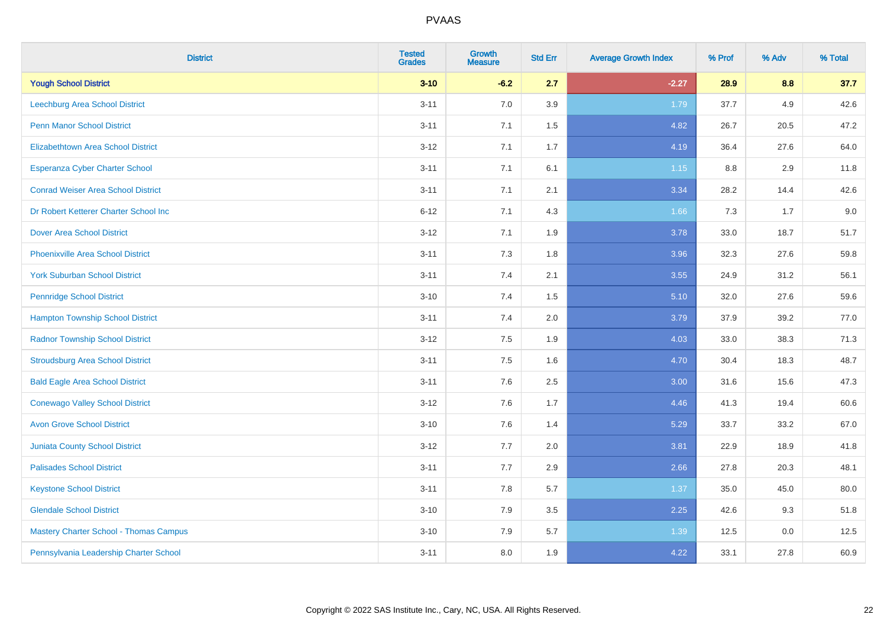# PVAAS

| District | Tested Grades | Growth Measure | Std Err | Average Growth Index | % Prof | % Adv | % Total |
|---|---|---|---|---|---|---|---|
| **Yough School District** | **3-10** | **-6.2** | **2.7** | **-2.27** | **28.9** | **8.8** | **37.7** |
| Leechburg Area School District | 3-11 | 7.0 | 3.9 | 1.79 | 37.7 | 4.9 | 42.6 |
| Penn Manor School District | 3-11 | 7.1 | 1.5 | 4.82 | 26.7 | 20.5 | 47.2 |
| Elizabethtown Area School District | 3-12 | 7.1 | 1.7 | 4.19 | 36.4 | 27.6 | 64.0 |
| Esperanza Cyber Charter School | 3-11 | 7.1 | 6.1 | 1.15 | 8.8 | 2.9 | 11.8 |
| Conrad Weiser Area School District | 3-11 | 7.1 | 2.1 | 3.34 | 28.2 | 14.4 | 42.6 |
| Dr Robert Ketterer Charter School Inc | 6-12 | 7.1 | 4.3 | 1.66 | 7.3 | 1.7 | 9.0 |
| Dover Area School District | 3-12 | 7.1 | 1.9 | 3.78 | 33.0 | 18.7 | 51.7 |
| Phoenixville Area School District | 3-11 | 7.3 | 1.8 | 3.96 | 32.3 | 27.6 | 59.8 |
| York Suburban School District | 3-11 | 7.4 | 2.1 | 3.55 | 24.9 | 31.2 | 56.1 |
| Pennridge School District | 3-10 | 7.4 | 1.5 | 5.10 | 32.0 | 27.6 | 59.6 |
| Hampton Township School District | 3-11 | 7.4 | 2.0 | 3.79 | 37.9 | 39.2 | 77.0 |
| Radnor Township School District | 3-12 | 7.5 | 1.9 | 4.03 | 33.0 | 38.3 | 71.3 |
| Stroudsburg Area School District | 3-11 | 7.5 | 1.6 | 4.70 | 30.4 | 18.3 | 48.7 |
| Bald Eagle Area School District | 3-11 | 7.6 | 2.5 | 3.00 | 31.6 | 15.6 | 47.3 |
| Conewago Valley School District | 3-12 | 7.6 | 1.7 | 4.46 | 41.3 | 19.4 | 60.6 |
| Avon Grove School District | 3-10 | 7.6 | 1.4 | 5.29 | 33.7 | 33.2 | 67.0 |
| Juniata County School District | 3-12 | 7.7 | 2.0 | 3.81 | 22.9 | 18.9 | 41.8 |
| Palisades School District | 3-11 | 7.7 | 2.9 | 2.66 | 27.8 | 20.3 | 48.1 |
| Keystone School District | 3-11 | 7.8 | 5.7 | 1.37 | 35.0 | 45.0 | 80.0 |
| Glendale School District | 3-10 | 7.9 | 3.5 | 2.25 | 42.6 | 9.3 | 51.8 |
| Mastery Charter School - Thomas Campus | 3-10 | 7.9 | 5.7 | 1.39 | 12.5 | 0.0 | 12.5 |
| Pennsylvania Leadership Charter School | 3-11 | 8.0 | 1.9 | 4.22 | 33.1 | 27.8 | 60.9 |

Copyright © 2022 SAS Institute Inc., Cary, NC, USA. All Rights Reserved.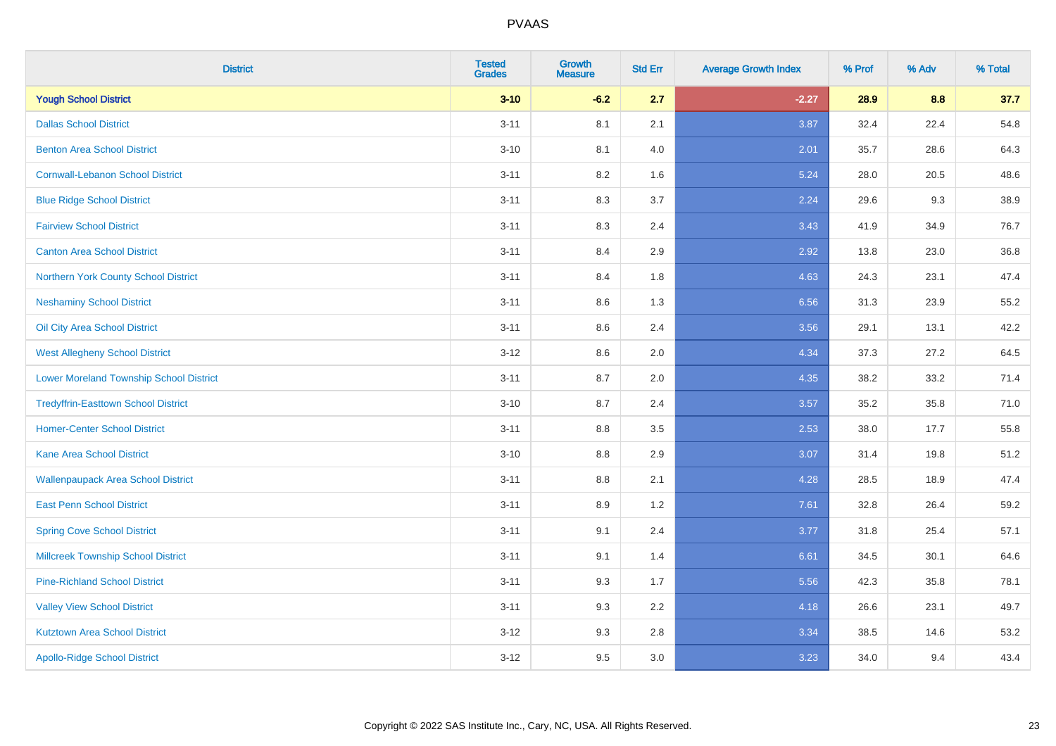| District | Tested Grades | Growth Measure | Std Err | Average Growth Index | % Prof | % Adv | % Total |
|---|---|---|---|---|---|---|---|
| **Yough School District** | **3-10** | **-6.2** | **2.7** | **-2.27** | **28.9** | **8.8** | **37.7** |
| Dallas School District | 3-11 | 8.1 | 2.1 | 3.87 | 32.4 | 22.4 | 54.8 |
| Benton Area School District | 3-10 | 8.1 | 4.0 | 2.01 | 35.7 | 28.6 | 64.3 |
| Cornwall-Lebanon School District | 3-11 | 8.2 | 1.6 | 5.24 | 28.0 | 20.5 | 48.6 |
| Blue Ridge School District | 3-11 | 8.3 | 3.7 | 2.24 | 29.6 | 9.3 | 38.9 |
| Fairview School District | 3-11 | 8.3 | 2.4 | 3.43 | 41.9 | 34.9 | 76.7 |
| Canton Area School District | 3-11 | 8.4 | 2.9 | 2.92 | 13.8 | 23.0 | 36.8 |
| Northern York County School District | 3-11 | 8.4 | 1.8 | 4.63 | 24.3 | 23.1 | 47.4 |
| Neshaminy School District | 3-11 | 8.6 | 1.3 | 6.56 | 31.3 | 23.9 | 55.2 |
| Oil City Area School District | 3-11 | 8.6 | 2.4 | 3.56 | 29.1 | 13.1 | 42.2 |
| West Allegheny School District | 3-12 | 8.6 | 2.0 | 4.34 | 37.3 | 27.2 | 64.5 |
| Lower Moreland Township School District | 3-11 | 8.7 | 2.0 | 4.35 | 38.2 | 33.2 | 71.4 |
| Tredyffrin-Easttown School District | 3-10 | 8.7 | 2.4 | 3.57 | 35.2 | 35.8 | 71.0 |
| Homer-Center School District | 3-11 | 8.8 | 3.5 | 2.53 | 38.0 | 17.7 | 55.8 |
| Kane Area School District | 3-10 | 8.8 | 2.9 | 3.07 | 31.4 | 19.8 | 51.2 |
| Wallenpaupack Area School District | 3-11 | 8.8 | 2.1 | 4.28 | 28.5 | 18.9 | 47.4 |
| East Penn School District | 3-11 | 8.9 | 1.2 | 7.61 | 32.8 | 26.4 | 59.2 |
| Spring Cove School District | 3-11 | 9.1 | 2.4 | 3.77 | 31.8 | 25.4 | 57.1 |
| Millcreek Township School District | 3-11 | 9.1 | 1.4 | 6.61 | 34.5 | 30.1 | 64.6 |
| Pine-Richland School District | 3-11 | 9.3 | 1.7 | 5.56 | 42.3 | 35.8 | 78.1 |
| Valley View School District | 3-11 | 9.3 | 2.2 | 4.18 | 26.6 | 23.1 | 49.7 |
| Kutztown Area School District | 3-12 | 9.3 | 2.8 | 3.34 | 38.5 | 14.6 | 53.2 |
| Apollo-Ridge School District | 3-12 | 9.5 | 3.0 | 3.23 | 34.0 | 9.4 | 43.4 |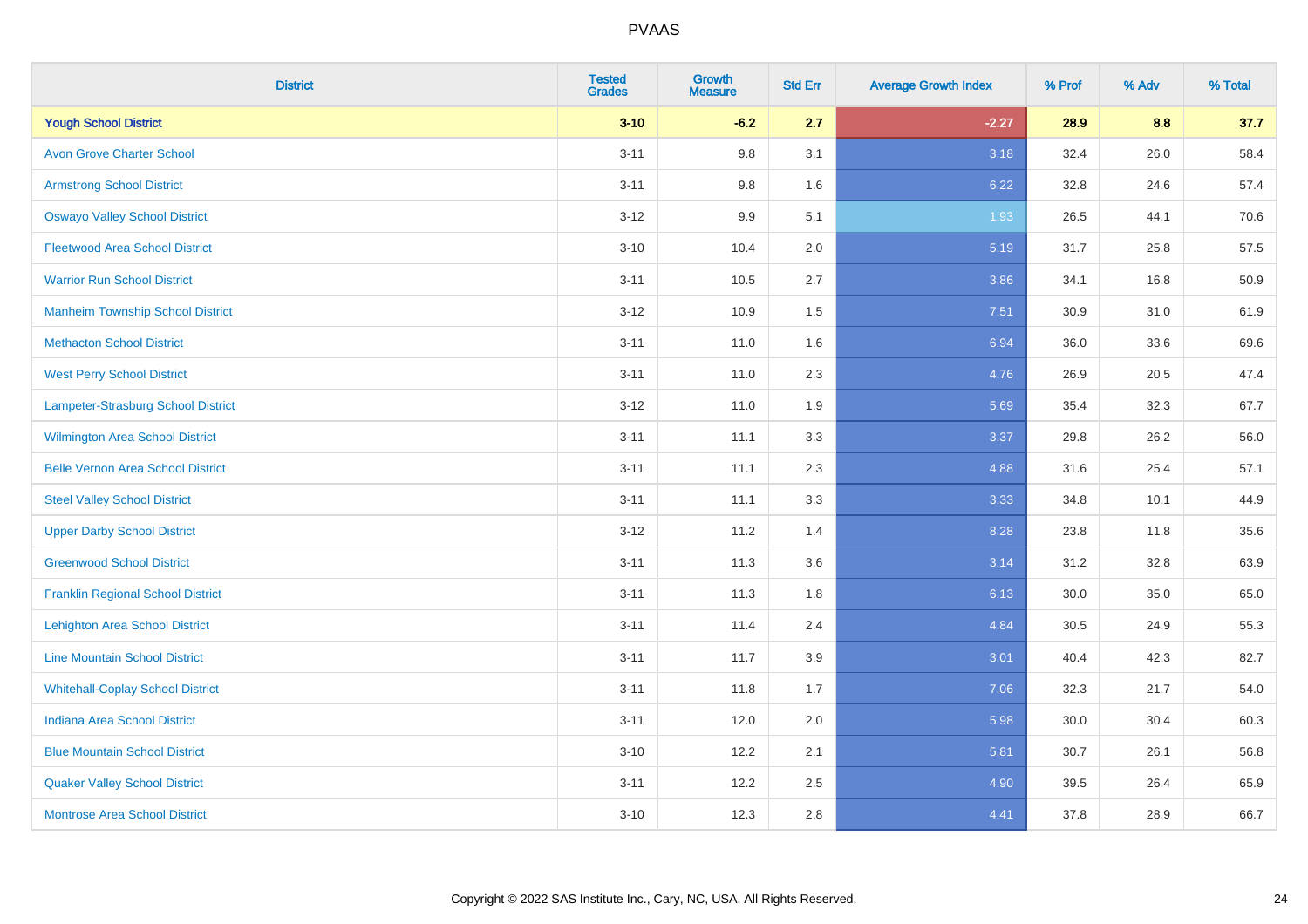# PVAAS

| District | Tested Grades | Growth Measure | Std Err | Average Growth Index | % Prof | % Adv | % Total |
|---|---|---|---|---|---|---|---|
| **Yough School District** | **3-10** | **-6.2** | **2.7** | **-2.27** | **28.9** | **8.8** | **37.7** |
| Avon Grove Charter School | 3-11 | 9.8 | 3.1 | 3.18 | 32.4 | 26.0 | 58.4 |
| Armstrong School District | 3-11 | 9.8 | 1.6 | 6.22 | 32.8 | 24.6 | 57.4 |
| Oswayo Valley School District | 3-12 | 9.9 | 5.1 | 1.93 | 26.5 | 44.1 | 70.6 |
| Fleetwood Area School District | 3-10 | 10.4 | 2.0 | 5.19 | 31.7 | 25.8 | 57.5 |
| Warrior Run School District | 3-11 | 10.5 | 2.7 | 3.86 | 34.1 | 16.8 | 50.9 |
| Manheim Township School District | 3-12 | 10.9 | 1.5 | 7.51 | 30.9 | 31.0 | 61.9 |
| Methacton School District | 3-11 | 11.0 | 1.6 | 6.94 | 36.0 | 33.6 | 69.6 |
| West Perry School District | 3-11 | 11.0 | 2.3 | 4.76 | 26.9 | 20.5 | 47.4 |
| Lampeter-Strasburg School District | 3-12 | 11.0 | 1.9 | 5.69 | 35.4 | 32.3 | 67.7 |
| Wilmington Area School District | 3-11 | 11.1 | 3.3 | 3.37 | 29.8 | 26.2 | 56.0 |
| Belle Vernon Area School District | 3-11 | 11.1 | 2.3 | 4.88 | 31.6 | 25.4 | 57.1 |
| Steel Valley School District | 3-11 | 11.1 | 3.3 | 3.33 | 34.8 | 10.1 | 44.9 |
| Upper Darby School District | 3-12 | 11.2 | 1.4 | 8.28 | 23.8 | 11.8 | 35.6 |
| Greenwood School District | 3-11 | 11.3 | 3.6 | 3.14 | 31.2 | 32.8 | 63.9 |
| Franklin Regional School District | 3-11 | 11.3 | 1.8 | 6.13 | 30.0 | 35.0 | 65.0 |
| Lehighton Area School District | 3-11 | 11.4 | 2.4 | 4.84 | 30.5 | 24.9 | 55.3 |
| Line Mountain School District | 3-11 | 11.7 | 3.9 | 3.01 | 40.4 | 42.3 | 82.7 |
| Whitehall-Coplay School District | 3-11 | 11.8 | 1.7 | 7.06 | 32.3 | 21.7 | 54.0 |
| Indiana Area School District | 3-11 | 12.0 | 2.0 | 5.98 | 30.0 | 30.4 | 60.3 |
| Blue Mountain School District | 3-10 | 12.2 | 2.1 | 5.81 | 30.7 | 26.1 | 56.8 |
| Quaker Valley School District | 3-11 | 12.2 | 2.5 | 4.90 | 39.5 | 26.4 | 65.9 |
| Montrose Area School District | 3-10 | 12.3 | 2.8 | 4.41 | 37.8 | 28.9 | 66.7 |

Copyright © 2022 SAS Institute Inc., Cary, NC, USA. All Rights Reserved.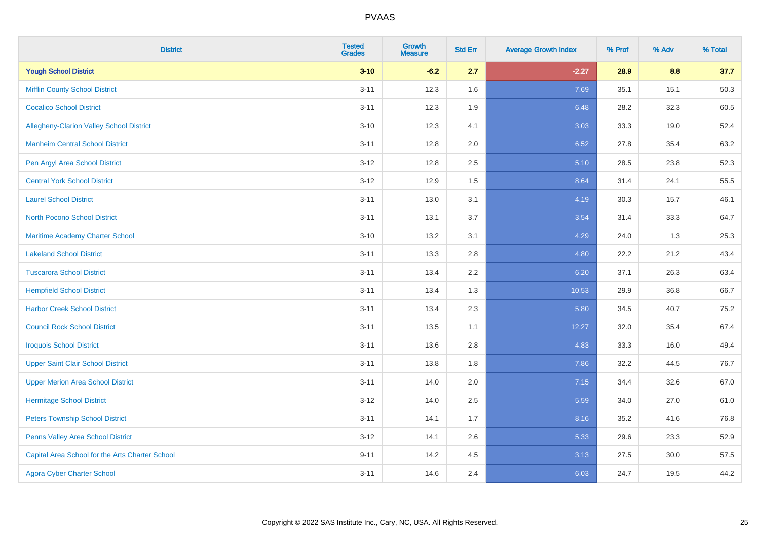# PVAAS

| District | Tested Grades | Growth Measure | Std Err | Average Growth Index | % Prof | % Adv | % Total |
|---|---|---|---|---|---|---|---|
| **Yough School District** | **3-10** | **-6.2** | **2.7** | **-2.27** | **28.9** | **8.8** | **37.7** |
| Mifflin County School District | 3-11 | 12.3 | 1.6 | 7.69 | 35.1 | 15.1 | 50.3 |
| Cocalico School District | 3-11 | 12.3 | 1.9 | 6.48 | 28.2 | 32.3 | 60.5 |
| Allegheny-Clarion Valley School District | 3-10 | 12.3 | 4.1 | 3.03 | 33.3 | 19.0 | 52.4 |
| Manheim Central School District | 3-11 | 12.8 | 2.0 | 6.52 | 27.8 | 35.4 | 63.2 |
| Pen Argyl Area School District | 3-12 | 12.8 | 2.5 | 5.10 | 28.5 | 23.8 | 52.3 |
| Central York School District | 3-12 | 12.9 | 1.5 | 8.64 | 31.4 | 24.1 | 55.5 |
| Laurel School District | 3-11 | 13.0 | 3.1 | 4.19 | 30.3 | 15.7 | 46.1 |
| North Pocono School District | 3-11 | 13.1 | 3.7 | 3.54 | 31.4 | 33.3 | 64.7 |
| Maritime Academy Charter School | 3-10 | 13.2 | 3.1 | 4.29 | 24.0 | 1.3 | 25.3 |
| Lakeland School District | 3-11 | 13.3 | 2.8 | 4.80 | 22.2 | 21.2 | 43.4 |
| Tuscarora School District | 3-11 | 13.4 | 2.2 | 6.20 | 37.1 | 26.3 | 63.4 |
| Hempfield School District | 3-11 | 13.4 | 1.3 | 10.53 | 29.9 | 36.8 | 66.7 |
| Harbor Creek School District | 3-11 | 13.4 | 2.3 | 5.80 | 34.5 | 40.7 | 75.2 |
| Council Rock School District | 3-11 | 13.5 | 1.1 | 12.27 | 32.0 | 35.4 | 67.4 |
| Iroquois School District | 3-11 | 13.6 | 2.8 | 4.83 | 33.3 | 16.0 | 49.4 |
| Upper Saint Clair School District | 3-11 | 13.8 | 1.8 | 7.86 | 32.2 | 44.5 | 76.7 |
| Upper Merion Area School District | 3-11 | 14.0 | 2.0 | 7.15 | 34.4 | 32.6 | 67.0 |
| Hermitage School District | 3-12 | 14.0 | 2.5 | 5.59 | 34.0 | 27.0 | 61.0 |
| Peters Township School District | 3-11 | 14.1 | 1.7 | 8.16 | 35.2 | 41.6 | 76.8 |
| Penns Valley Area School District | 3-12 | 14.1 | 2.6 | 5.33 | 29.6 | 23.3 | 52.9 |
| Capital Area School for the Arts Charter School | 9-11 | 14.2 | 4.5 | 3.13 | 27.5 | 30.0 | 57.5 |
| Agora Cyber Charter School | 3-11 | 14.6 | 2.4 | 6.03 | 24.7 | 19.5 | 44.2 |

Copyright © 2022 SAS Institute Inc., Cary, NC, USA. All Rights Reserved.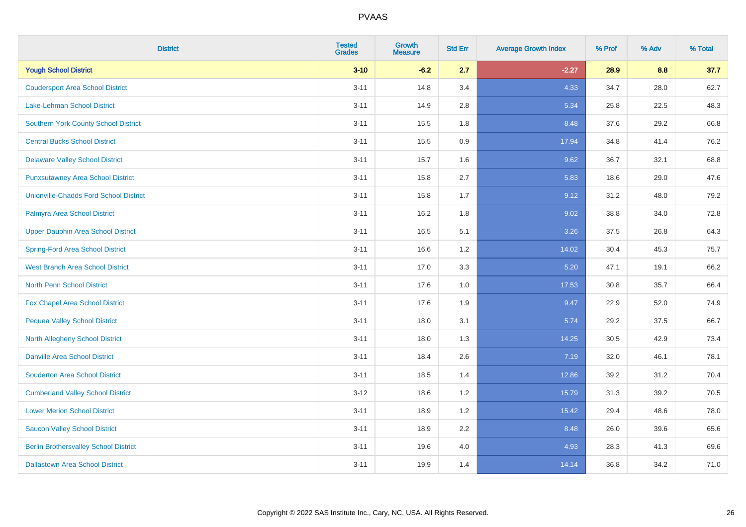# PVAAS

| District | Tested Grades | Growth Measure | Std Err | Average Growth Index | % Prof | % Adv | % Total |
|---|---|---|---|---|---|---|---|
| **Yough School District** | **3-10** | **-6.2** | **2.7** | **-2.27** | **28.9** | **8.8** | **37.7** |
| Coudersport Area School District | 3-11 | 14.8 | 3.4 | 4.33 | 34.7 | 28.0 | 62.7 |
| Lake-Lehman School District | 3-11 | 14.9 | 2.8 | 5.34 | 25.8 | 22.5 | 48.3 |
| Southern York County School District | 3-11 | 15.5 | 1.8 | 8.48 | 37.6 | 29.2 | 66.8 |
| Central Bucks School District | 3-11 | 15.5 | 0.9 | 17.94 | 34.8 | 41.4 | 76.2 |
| Delaware Valley School District | 3-11 | 15.7 | 1.6 | 9.62 | 36.7 | 32.1 | 68.8 |
| Punxsutawney Area School District | 3-11 | 15.8 | 2.7 | 5.83 | 18.6 | 29.0 | 47.6 |
| Unionville-Chadds Ford School District | 3-11 | 15.8 | 1.7 | 9.12 | 31.2 | 48.0 | 79.2 |
| Palmyra Area School District | 3-11 | 16.2 | 1.8 | 9.02 | 38.8 | 34.0 | 72.8 |
| Upper Dauphin Area School District | 3-11 | 16.5 | 5.1 | 3.26 | 37.5 | 26.8 | 64.3 |
| Spring-Ford Area School District | 3-11 | 16.6 | 1.2 | 14.02 | 30.4 | 45.3 | 75.7 |
| West Branch Area School District | 3-11 | 17.0 | 3.3 | 5.20 | 47.1 | 19.1 | 66.2 |
| North Penn School District | 3-11 | 17.6 | 1.0 | 17.53 | 30.8 | 35.7 | 66.4 |
| Fox Chapel Area School District | 3-11 | 17.6 | 1.9 | 9.47 | 22.9 | 52.0 | 74.9 |
| Pequea Valley School District | 3-11 | 18.0 | 3.1 | 5.74 | 29.2 | 37.5 | 66.7 |
| North Allegheny School District | 3-11 | 18.0 | 1.3 | 14.25 | 30.5 | 42.9 | 73.4 |
| Danville Area School District | 3-11 | 18.4 | 2.6 | 7.19 | 32.0 | 46.1 | 78.1 |
| Souderton Area School District | 3-11 | 18.5 | 1.4 | 12.86 | 39.2 | 31.2 | 70.4 |
| Cumberland Valley School District | 3-12 | 18.6 | 1.2 | 15.79 | 31.3 | 39.2 | 70.5 |
| Lower Merion School District | 3-11 | 18.9 | 1.2 | 15.42 | 29.4 | 48.6 | 78.0 |
| Saucon Valley School District | 3-11 | 18.9 | 2.2 | 8.48 | 26.0 | 39.6 | 65.6 |
| Berlin Brothersvalley School District | 3-11 | 19.6 | 4.0 | 4.93 | 28.3 | 41.3 | 69.6 |
| Dallastown Area School District | 3-11 | 19.9 | 1.4 | 14.14 | 36.8 | 34.2 | 71.0 |

Copyright © 2022 SAS Institute Inc., Cary, NC, USA. All Rights Reserved.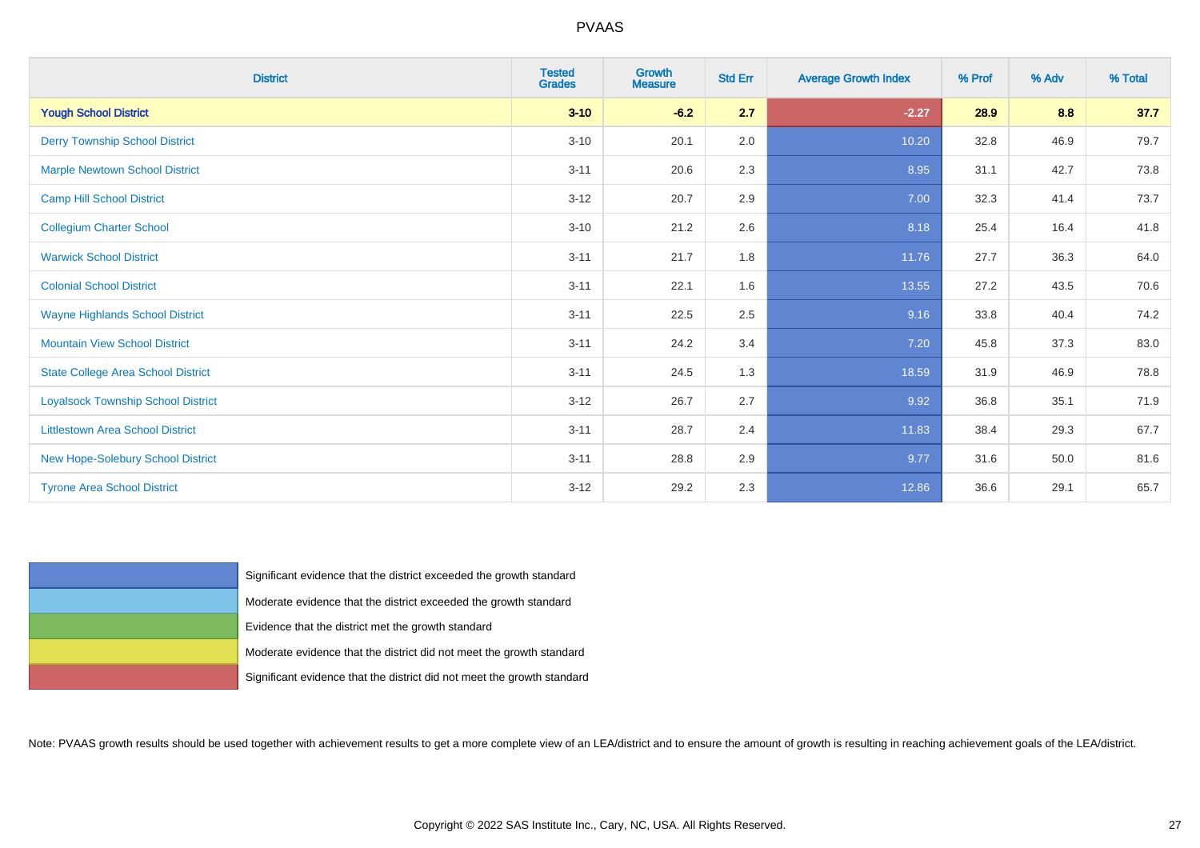PVAAS

| District | Tested Grades | Growth Measure | Std Err | Average Growth Index | % Prof | % Adv | % Total |
|---|---|---|---|---|---|---|---|
| **Yough School District** | **3-10** | **-6.2** | **2.7** | **-2.27** | **28.9** | **8.8** | **37.7** |
| Derry Township School District | 3-10 | 20.1 | 2.0 | 10.20 | 32.8 | 46.9 | 79.7 |
| Marple Newtown School District | 3-11 | 20.6 | 2.3 | 8.95 | 31.1 | 42.7 | 73.8 |
| Camp Hill School District | 3-12 | 20.7 | 2.9 | 7.00 | 32.3 | 41.4 | 73.7 |
| Collegium Charter School | 3-10 | 21.2 | 2.6 | 8.18 | 25.4 | 16.4 | 41.8 |
| Warwick School District | 3-11 | 21.7 | 1.8 | 11.76 | 27.7 | 36.3 | 64.0 |
| Colonial School District | 3-11 | 22.1 | 1.6 | 13.55 | 27.2 | 43.5 | 70.6 |
| Wayne Highlands School District | 3-11 | 22.5 | 2.5 | 9.16 | 33.8 | 40.4 | 74.2 |
| Mountain View School District | 3-11 | 24.2 | 3.4 | 7.20 | 45.8 | 37.3 | 83.0 |
| State College Area School District | 3-11 | 24.5 | 1.3 | 18.59 | 31.9 | 46.9 | 78.8 |
| Loyalsock Township School District | 3-12 | 26.7 | 2.7 | 9.92 | 36.8 | 35.1 | 71.9 |
| Littlestown Area School District | 3-11 | 28.7 | 2.4 | 11.83 | 38.4 | 29.3 | 67.7 |
| New Hope-Solebury School District | 3-11 | 28.8 | 2.9 | 9.77 | 31.6 | 50.0 | 81.6 |
| Tyrone Area School District | 3-12 | 29.2 | 2.3 | 12.86 | 36.6 | 29.1 | 65.7 |

Significant evidence that the district exceeded the growth standard

Moderate evidence that the district exceeded the growth standard

Evidence that the district met the growth standard

Moderate evidence that the district did not meet the growth standard

Significant evidence that the district did not meet the growth standard

Note: PVAAS growth results should be used together with achievement results to get a more complete view of an LEA/district and to ensure the amount of growth is resulting in reaching achievement goals of the LEA/district.

Copyright © 2022 SAS Institute Inc., Cary, NC, USA. All Rights Reserved.